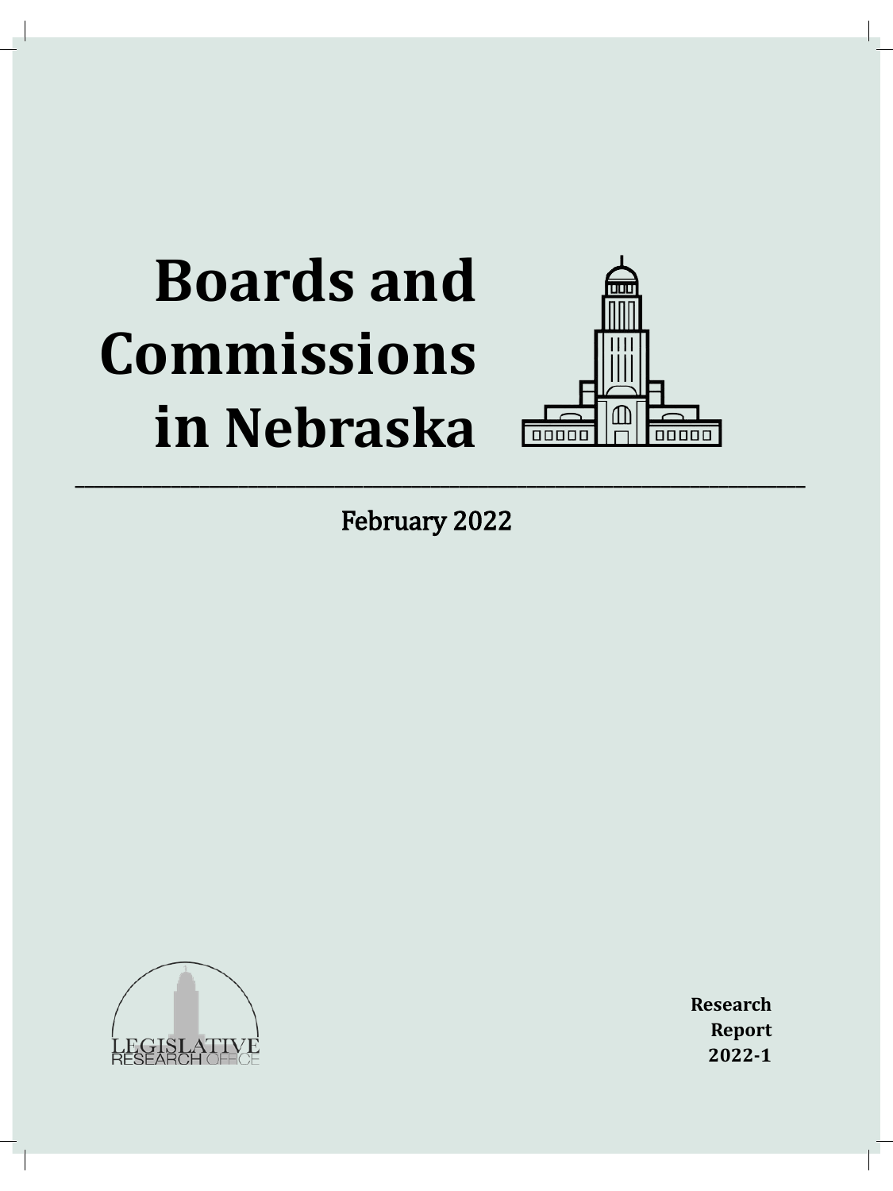# Boards and Commissions in Nebraska

---

February 2022

LEGISLATIVE RESEARCH OFFICE

**Research Report 2022-1**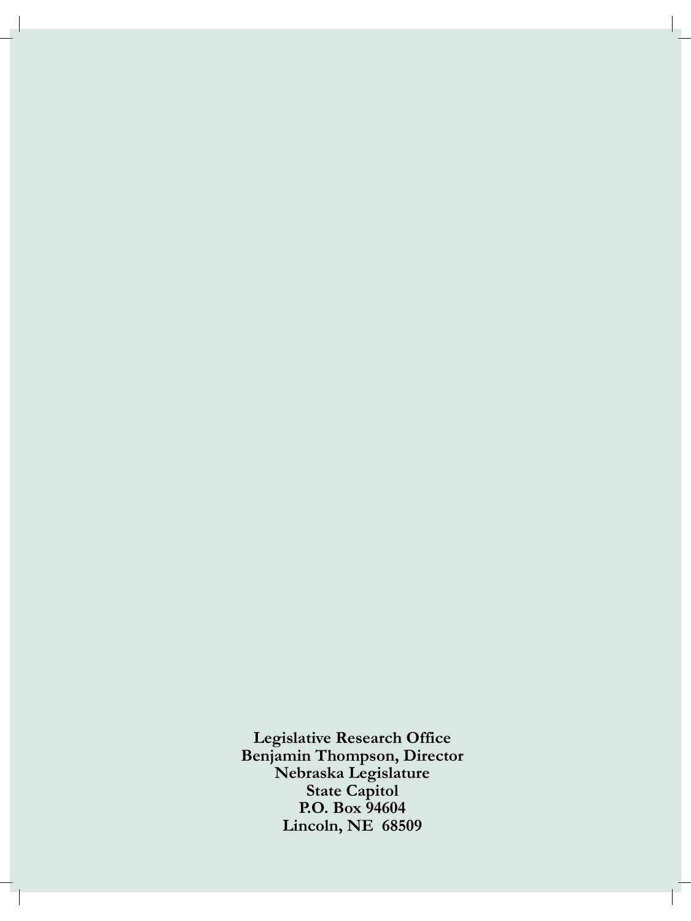**Legislative Research Office**
**Benjamin Thompson, Director**
**Nebraska Legislature**
**State Capitol**
**P.O. Box 94604**
**Lincoln, NE  68509**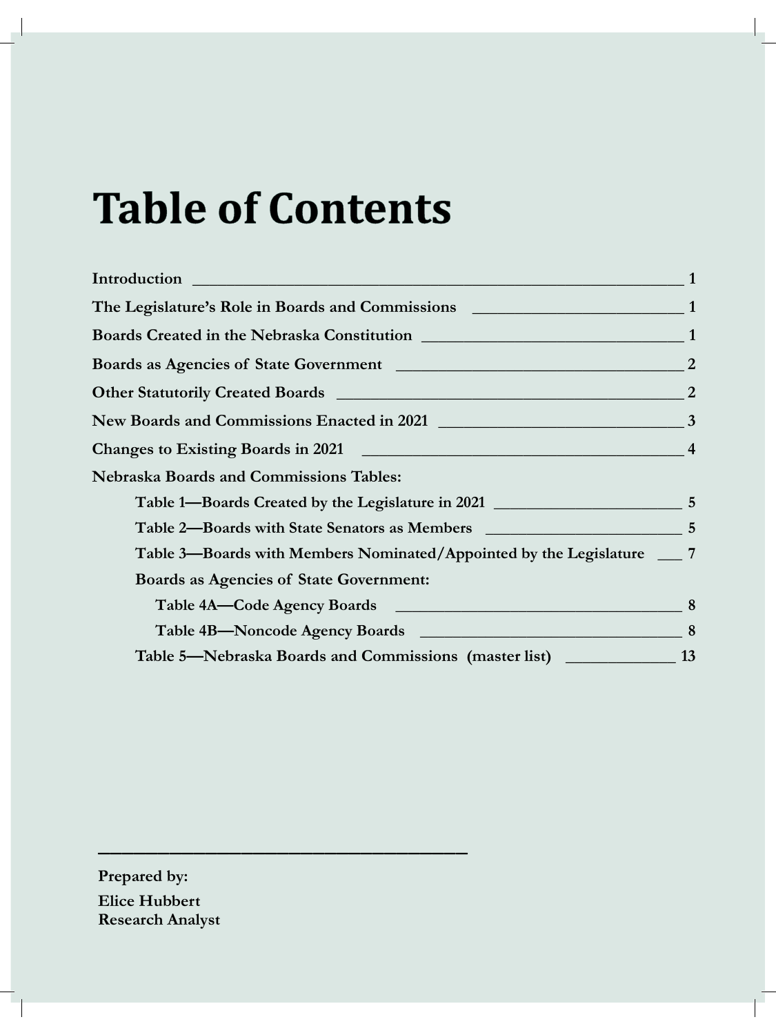# Table of Contents

**Introduction** ______________________________________________ **1**

**The Legislature's Role in Boards and Commissions** ______________________ **1**

**Boards Created in the Nebraska Constitution** ___________________________ **1**

**Boards as Agencies of State Government** ______________________________ **2**

**Other Statutorily Created Boards** ____________________________________ **2**

**New Boards and Commissions Enacted in 2021** _________________________ **3**

**Changes to Existing Boards in 2021** __________________________________ **4**

**Nebraska Boards and Commissions Tables:**

- **Table 1—Boards Created by the Legislature in 2021** ___________________ **5**
- **Table 2—Boards with State Senators as Members** ____________________ **5**
- **Table 3—Boards with Members Nominated/Appointed by the Legislature** ___ **7**
- **Boards as Agencies of State Government:**
  - **Table 4A—Code Agency Boards** ________________________________ **8**
  - **Table 4B—Noncode Agency Boards** ______________________________ **8**
- **Table 5—Nebraska Boards and Commissions (master list)** ____________ **13**

---

**Prepared by:**

**Elice Hubbert**
**Research Analyst**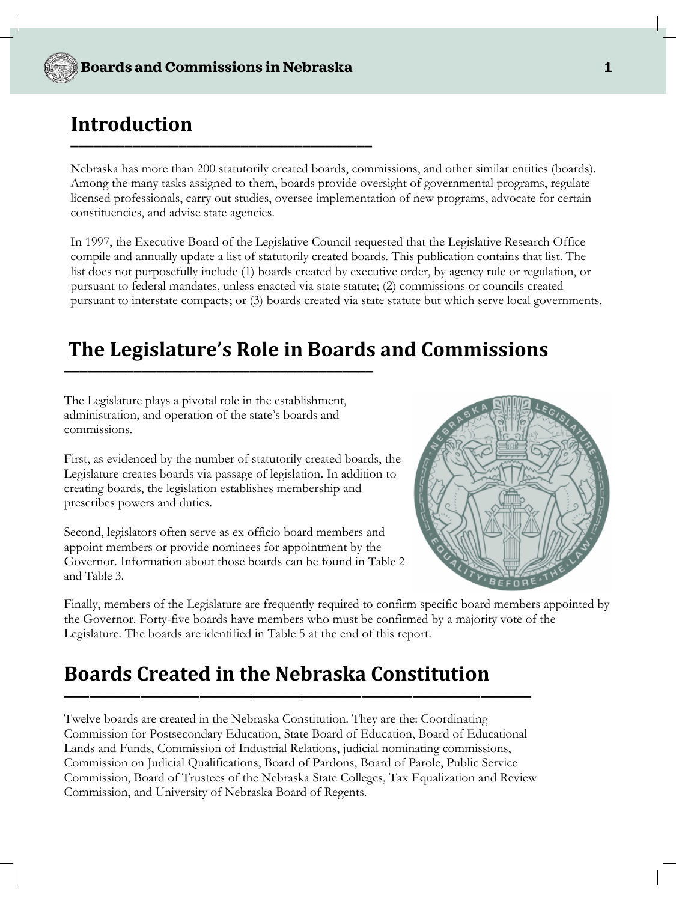## Introduction

Nebraska has more than 200 statutorily created boards, commissions, and other similar entities (boards). Among the many tasks assigned to them, boards provide oversight of governmental programs, regulate licensed professionals, carry out studies, oversee implementation of new programs, advocate for certain constituencies, and advise state agencies.

In 1997, the Executive Board of the Legislative Council requested that the Legislative Research Office compile and annually update a list of statutorily created boards. This publication contains that list. The list does not purposefully include (1) boards created by executive order, by agency rule or regulation, or pursuant to federal mandates, unless enacted via state statute; (2) commissions or councils created pursuant to interstate compacts; or (3) boards created via state statute but which serve local governments.

## The Legislature's Role in Boards and Commissions

The Legislature plays a pivotal role in the establishment, administration, and operation of the state's boards and commissions.

First, as evidenced by the number of statutorily created boards, the Legislature creates boards via passage of legislation. In addition to creating boards, the legislation establishes membership and prescribes powers and duties.

Second, legislators often serve as ex officio board members and appoint members or provide nominees for appointment by the Governor. Information about those boards can be found in Table 2 and Table 3.

Finally, members of the Legislature are frequently required to confirm specific board members appointed by the Governor. Forty-five boards have members who must be confirmed by a majority vote of the Legislature. The boards are identified in Table 5 at the end of this report.

## Boards Created in the Nebraska Constitution

Twelve boards are created in the Nebraska Constitution. They are the: Coordinating Commission for Postsecondary Education, State Board of Education, Board of Educational Lands and Funds, Commission of Industrial Relations, judicial nominating commissions, Commission on Judicial Qualifications, Board of Pardons, Board of Parole, Public Service Commission, Board of Trustees of the Nebraska State Colleges, Tax Equalization and Review Commission, and University of Nebraska Board of Regents.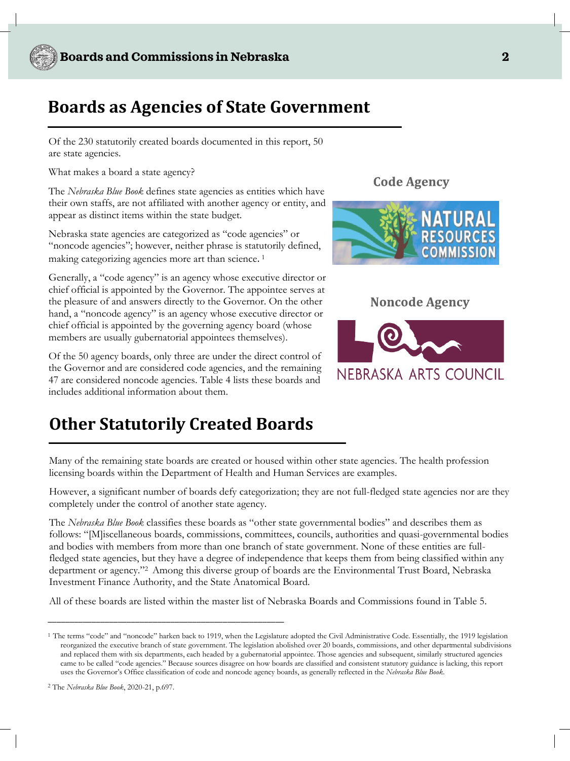## Boards as Agencies of State Government

Of the 230 statutorily created boards documented in this report, 50 are state agencies.

What makes a board a state agency?

The *Nebraska Blue Book* defines state agencies as entities which have their own staffs, are not affiliated with another agency or entity, and appear as distinct items within the state budget.

Nebraska state agencies are categorized as "code agencies" or "noncode agencies"; however, neither phrase is statutorily defined, making categorizing agencies more art than science.[1]

Generally, a "code agency" is an agency whose executive director or chief official is appointed by the Governor. The appointee serves at the pleasure of and answers directly to the Governor. On the other hand, a "noncode agency" is an agency whose executive director or chief official is appointed by the governing agency board (whose members are usually gubernatorial appointees themselves).

Of the 50 agency boards, only three are under the direct control of the Governor and are considered code agencies, and the remaining 47 are considered noncode agencies. Table 4 lists these boards and includes additional information about them.

**Code Agency**

NATURAL RESOURCES COMMISSION

**Noncode Agency**

NEBRASKA ARTS COUNCIL

## Other Statutorily Created Boards

Many of the remaining state boards are created or housed within other state agencies. The health profession licensing boards within the Department of Health and Human Services are examples.

However, a significant number of boards defy categorization; they are not full-fledged state agencies nor are they completely under the control of another state agency.

The *Nebraska Blue Book* classifies these boards as "other state governmental bodies" and describes them as follows: "[M]iscellaneous boards, commissions, committees, councils, authorities and quasi-governmental bodies and bodies with members from more than one branch of state government. None of these entities are full-fledged state agencies, but they have a degree of independence that keeps them from being classified within any department or agency."[2] Among this diverse group of boards are the Environmental Trust Board, Nebraska Investment Finance Authority, and the State Anatomical Board.

All of these boards are listed within the master list of Nebraska Boards and Commissions found in Table 5.

---

[1] The terms "code" and "noncode" harken back to 1919, when the Legislature adopted the Civil Administrative Code. Essentially, the 1919 legislation reorganized the executive branch of state government. The legislation abolished over 20 boards, commissions, and other departmental subdivisions and replaced them with six departments, each headed by a gubernatorial appointee. Those agencies and subsequent, similarly structured agencies came to be called "code agencies." Because sources disagree on how boards are classified and consistent statutory guidance is lacking, this report uses the Governor's Office classification of code and noncode agency boards, as generally reflected in the *Nebraska Blue Book*.

[2] The *Nebraska Blue Book*, 2020-21, p.697.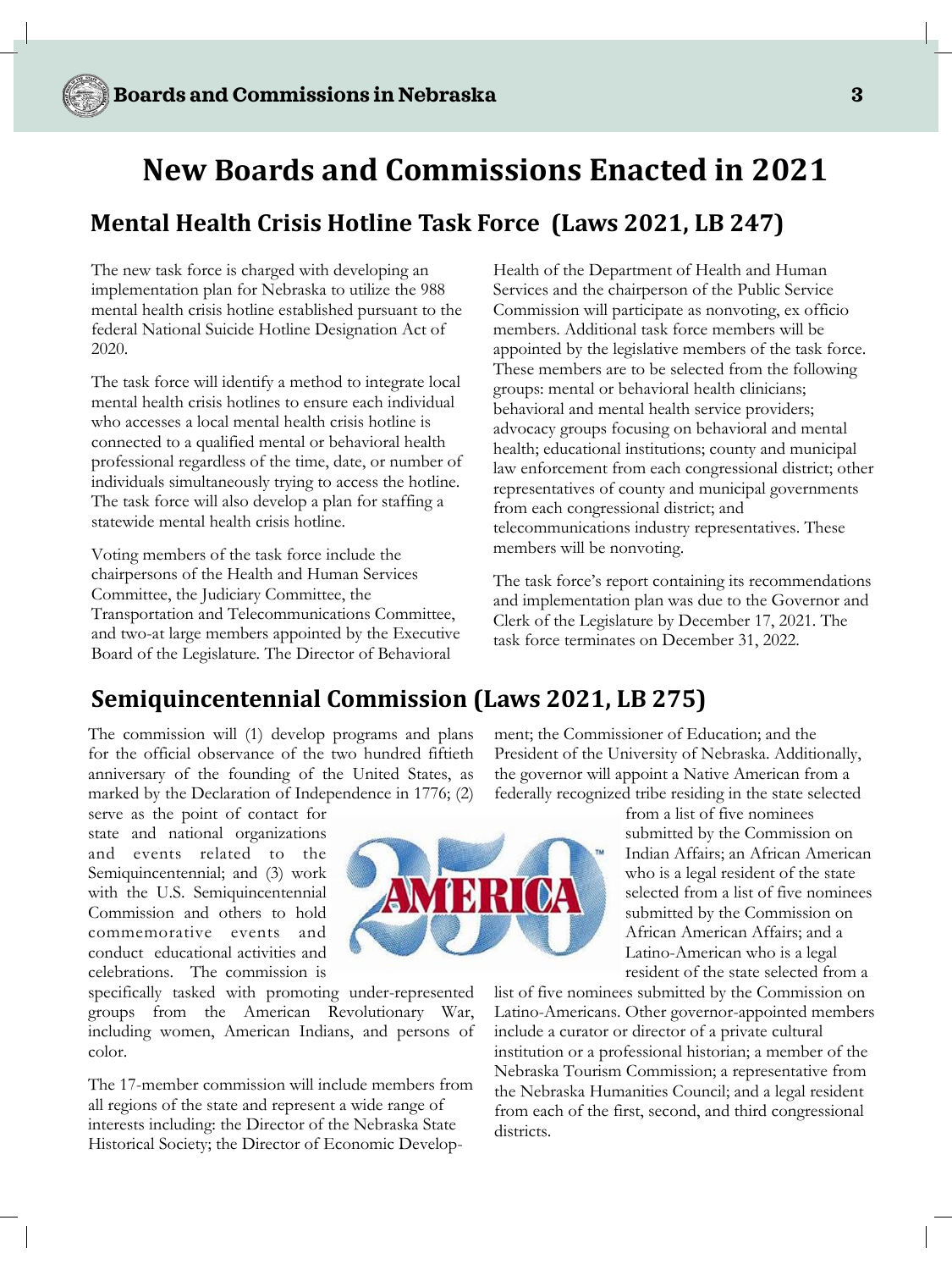# New Boards and Commissions Enacted in 2021

## Mental Health Crisis Hotline Task Force (Laws 2021, LB 247)

The new task force is charged with developing an implementation plan for Nebraska to utilize the 988 mental health crisis hotline established pursuant to the federal National Suicide Hotline Designation Act of 2020.

The task force will identify a method to integrate local mental health crisis hotlines to ensure each individual who accesses a local mental health crisis hotline is connected to a qualified mental or behavioral health professional regardless of the time, date, or number of individuals simultaneously trying to access the hotline. The task force will also develop a plan for staffing a statewide mental health crisis hotline.

Voting members of the task force include the chairpersons of the Health and Human Services Committee, the Judiciary Committee, the Transportation and Telecommunications Committee, and two-at large members appointed by the Executive Board of the Legislature. The Director of Behavioral Health of the Department of Health and Human Services and the chairperson of the Public Service Commission will participate as nonvoting, ex officio members. Additional task force members will be appointed by the legislative members of the task force. These members are to be selected from the following groups: mental or behavioral health clinicians; behavioral and mental health service providers; advocacy groups focusing on behavioral and mental health; educational institutions; county and municipal law enforcement from each congressional district; other representatives of county and municipal governments from each congressional district; and telecommunications industry representatives. These members will be nonvoting.

The task force's report containing its recommendations and implementation plan was due to the Governor and Clerk of the Legislature by December 17, 2021. The task force terminates on December 31, 2022.

## Semiquincentennial Commission (Laws 2021, LB 275)

The commission will (1) develop programs and plans for the official observance of the two hundred fiftieth anniversary of the founding of the United States, as marked by the Declaration of Independence in 1776; (2) serve as the point of contact for state and national organizations and events related to the Semiquincentennial; and (3) work with the U.S. Semiquincentennial Commission and others to hold commemorative events and conduct educational activities and celebrations. The commission is specifically tasked with promoting under-represented groups from the American Revolutionary War, including women, American Indians, and persons of color.

The 17-member commission will include members from all regions of the state and represent a wide range of interests including: the Director of the Nebraska State Historical Society; the Director of Economic Development; the Commissioner of Education; and the President of the University of Nebraska. Additionally, the governor will appoint a Native American from a federally recognized tribe residing in the state selected from a list of five nominees submitted by the Commission on Indian Affairs; an African American who is a legal resident of the state selected from a list of five nominees submitted by the Commission on African American Affairs; and a Latino-American who is a legal resident of the state selected from a list of five nominees submitted by the Commission on Latino-Americans. Other governor-appointed members include a curator or director of a private cultural institution or a professional historian; a member of the Nebraska Tourism Commission; a representative from the Nebraska Humanities Council; and a legal resident from each of the first, second, and third congressional districts.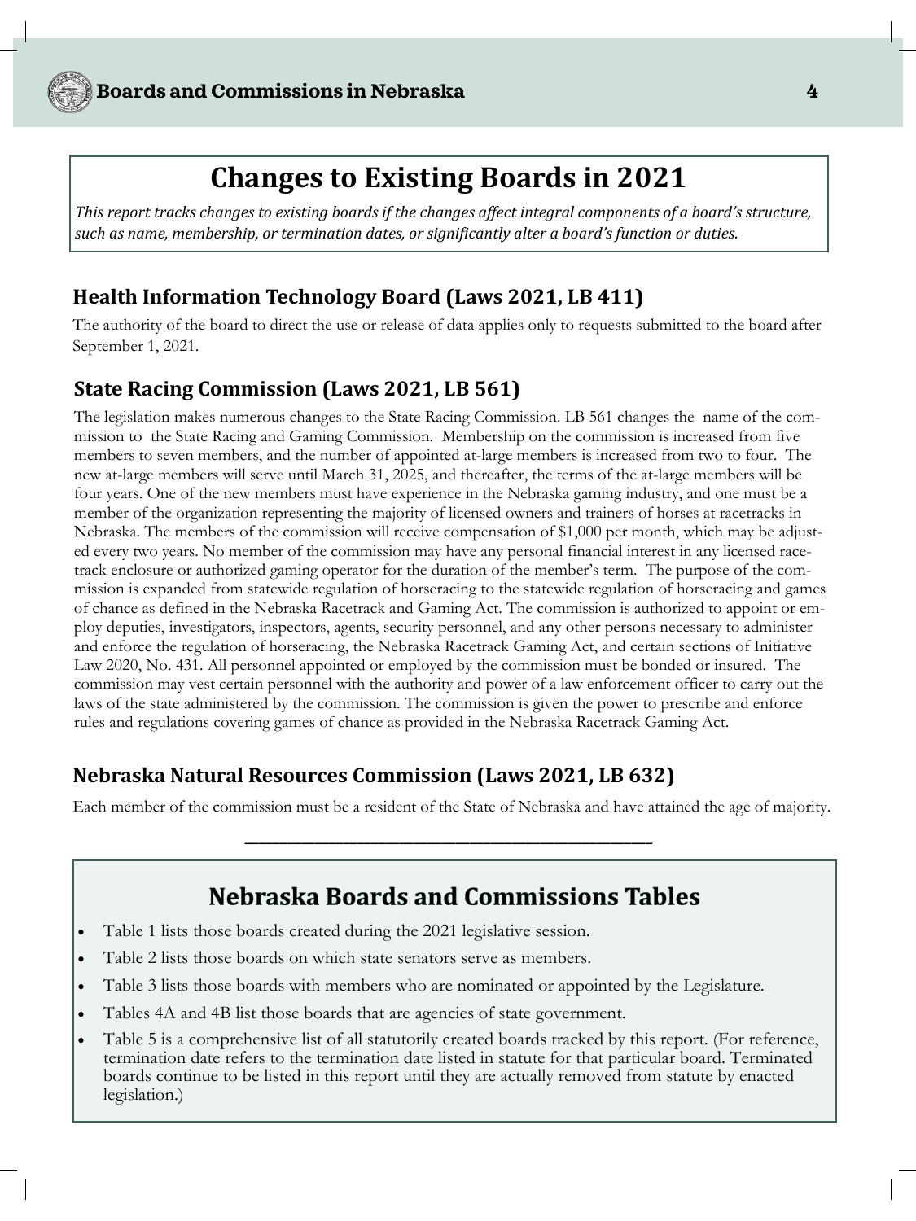# Changes to Existing Boards in 2021

*This report tracks changes to existing boards if the changes affect integral components of a board's structure, such as name, membership, or termination dates, or significantly alter a board's function or duties.*

## Health Information Technology Board (Laws 2021, LB 411)

The authority of the board to direct the use or release of data applies only to requests submitted to the board after September 1, 2021.

## State Racing Commission (Laws 2021, LB 561)

The legislation makes numerous changes to the State Racing Commission. LB 561 changes the name of the commission to the State Racing and Gaming Commission. Membership on the commission is increased from five members to seven members, and the number of appointed at-large members is increased from two to four. The new at-large members will serve until March 31, 2025, and thereafter, the terms of the at-large members will be four years. One of the new members must have experience in the Nebraska gaming industry, and one must be a member of the organization representing the majority of licensed owners and trainers of horses at racetracks in Nebraska. The members of the commission will receive compensation of $1,000 per month, which may be adjusted every two years. No member of the commission may have any personal financial interest in any licensed racetrack enclosure or authorized gaming operator for the duration of the member's term. The purpose of the commission is expanded from statewide regulation of horseracing to the statewide regulation of horseracing and games of chance as defined in the Nebraska Racetrack and Gaming Act. The commission is authorized to appoint or employ deputies, investigators, inspectors, agents, security personnel, and any other persons necessary to administer and enforce the regulation of horseracing, the Nebraska Racetrack Gaming Act, and certain sections of Initiative Law 2020, No. 431. All personnel appointed or employed by the commission must be bonded or insured. The commission may vest certain personnel with the authority and power of a law enforcement officer to carry out the laws of the state administered by the commission. The commission is given the power to prescribe and enforce rules and regulations covering games of chance as provided in the Nebraska Racetrack Gaming Act.

## Nebraska Natural Resources Commission (Laws 2021, LB 632)

Each member of the commission must be a resident of the State of Nebraska and have attained the age of majority.

---

# Nebraska Boards and Commissions Tables

- Table 1 lists those boards created during the 2021 legislative session.
- Table 2 lists those boards on which state senators serve as members.
- Table 3 lists those boards with members who are nominated or appointed by the Legislature.
- Tables 4A and 4B list those boards that are agencies of state government.
- Table 5 is a comprehensive list of all statutorily created boards tracked by this report. (For reference, termination date refers to the termination date listed in statute for that particular board. Terminated boards continue to be listed in this report until they are actually removed from statute by enacted legislation.)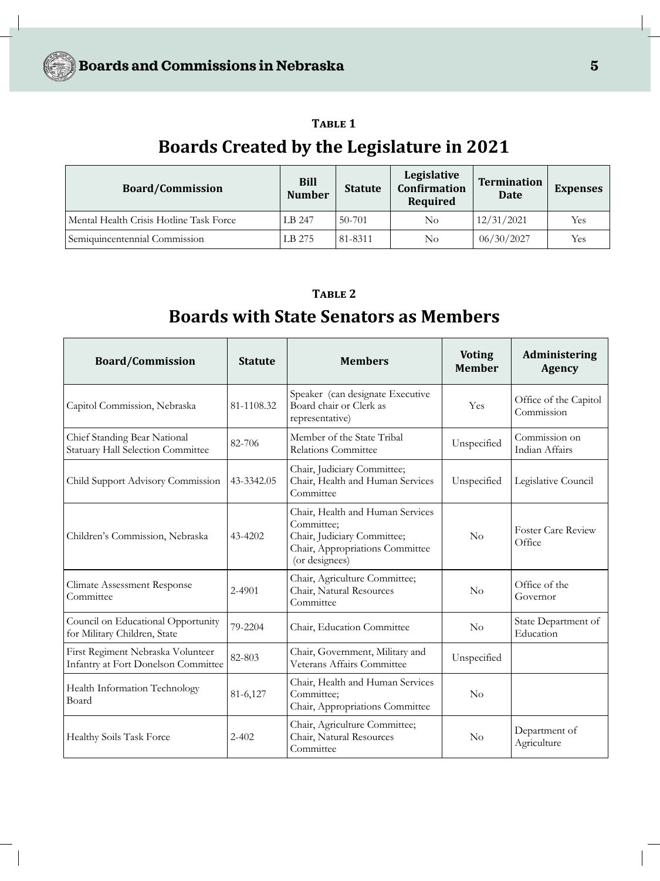**Table 1**

## Boards Created by the Legislature in 2021

| Board/Commission | Bill Number | Statute | Legislative Confirmation Required | Termination Date | Expenses |
|---|---|---|---|---|---|
| Mental Health Crisis Hotline Task Force | LB 247 | 50-701 | No | 12/31/2021 | Yes |
| Semiquincentennial Commission | LB 275 | 81-8311 | No | 06/30/2027 | Yes |

**Table 2**

## Boards with State Senators as Members

| Board/Commission | Statute | Members | Voting Member | Administering Agency |
|---|---|---|---|---|
| Capitol Commission, Nebraska | 81-1108.32 | Speaker (can designate Executive Board chair or Clerk as representative) | Yes | Office of the Capitol Commission |
| Chief Standing Bear National Statuary Hall Selection Committee | 82-706 | Member of the State Tribal Relations Committee | Unspecified | Commission on Indian Affairs |
| Child Support Advisory Commission | 43-3342.05 | Chair, Judiciary Committee; Chair, Health and Human Services Committee | Unspecified | Legislative Council |
| Children's Commission, Nebraska | 43-4202 | Chair, Health and Human Services Committee; Chair, Judiciary Committee; Chair, Appropriations Committee (or designees) | No | Foster Care Review Office |
| Climate Assessment Response Committee | 2-4901 | Chair, Agriculture Committee; Chair, Natural Resources Committee | No | Office of the Governor |
| Council on Educational Opportunity for Military Children, State | 79-2204 | Chair, Education Committee | No | State Department of Education |
| First Regiment Nebraska Volunteer Infantry at Fort Donelson Committee | 82-803 | Chair, Government, Military and Veterans Affairs Committee | Unspecified | |
| Health Information Technology Board | 81-6,127 | Chair, Health and Human Services Committee; Chair, Appropriations Committee | No | |
| Healthy Soils Task Force | 2-402 | Chair, Agriculture Committee; Chair, Natural Resources Committee | No | Department of Agriculture |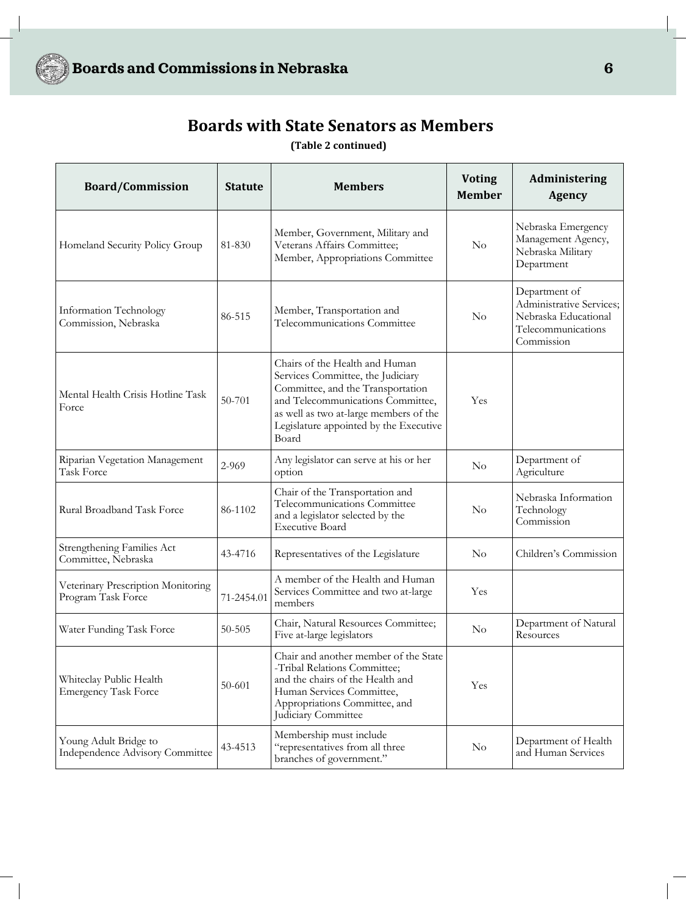## Boards with State Senators as Members

**(Table 2 continued)**

| Board/Commission | Statute | Members | Voting Member | Administering Agency |
|---|---|---|---|---|
| Homeland Security Policy Group | 81-830 | Member, Government, Military and Veterans Affairs Committee; Member, Appropriations Committee | No | Nebraska Emergency Management Agency, Nebraska Military Department |
| Information Technology Commission, Nebraska | 86-515 | Member, Transportation and Telecommunications Committee | No | Department of Administrative Services; Nebraska Educational Telecommunications Commission |
| Mental Health Crisis Hotline Task Force | 50-701 | Chairs of the Health and Human Services Committee, the Judiciary Committee, and the Transportation and Telecommunications Committee, as well as two at-large members of the Legislature appointed by the Executive Board | Yes | |
| Riparian Vegetation Management Task Force | 2-969 | Any legislator can serve at his or her option | No | Department of Agriculture |
| Rural Broadband Task Force | 86-1102 | Chair of the Transportation and Telecommunications Committee and a legislator selected by the Executive Board | No | Nebraska Information Technology Commission |
| Strengthening Families Act Committee, Nebraska | 43-4716 | Representatives of the Legislature | No | Children's Commission |
| Veterinary Prescription Monitoring Program Task Force | 71-2454.01 | A member of the Health and Human Services Committee and two at-large members | Yes | |
| Water Funding Task Force | 50-505 | Chair, Natural Resources Committee; Five at-large legislators | No | Department of Natural Resources |
| Whiteclay Public Health Emergency Task Force | 50-601 | Chair and another member of the State-Tribal Relations Committee; and the chairs of the Health and Human Services Committee, Appropriations Committee, and Judiciary Committee | Yes | |
| Young Adult Bridge to Independence Advisory Committee | 43-4513 | Membership must include "representatives from all three branches of government." | No | Department of Health and Human Services |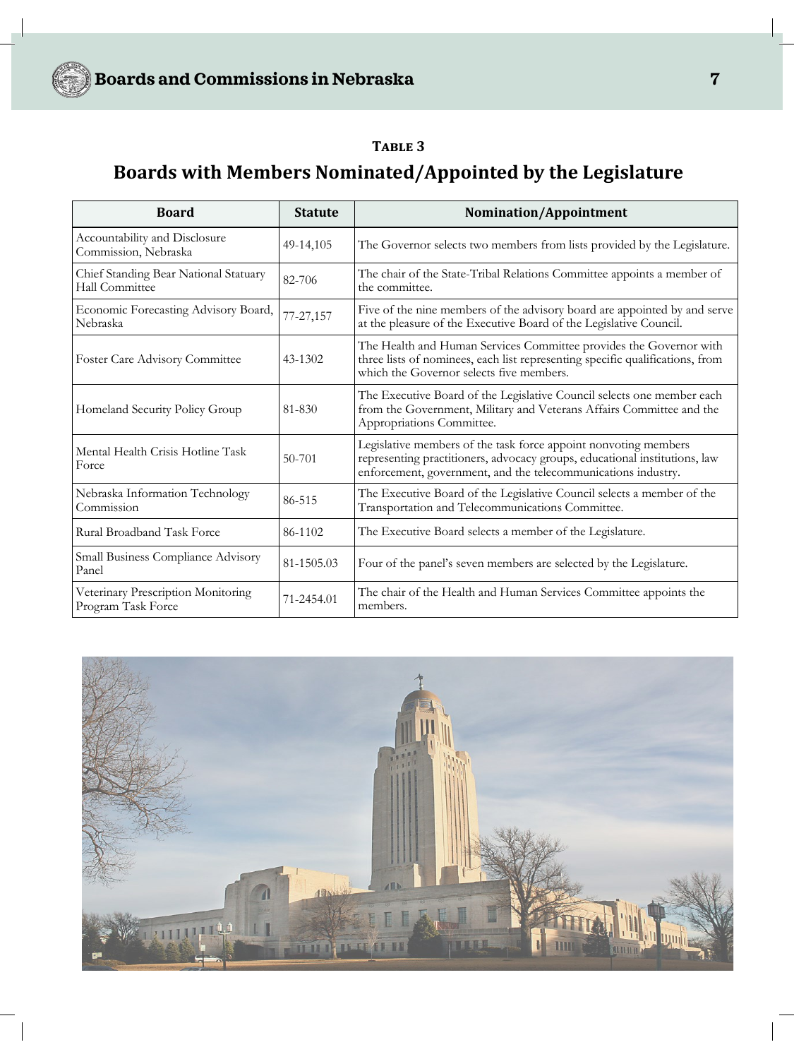**TABLE 3**

## Boards with Members Nominated/Appointed by the Legislature

| Board | Statute | Nomination/Appointment |
| --- | --- | --- |
| Accountability and Disclosure Commission, Nebraska | 49-14,105 | The Governor selects two members from lists provided by the Legislature. |
| Chief Standing Bear National Statuary Hall Committee | 82-706 | The chair of the State-Tribal Relations Committee appoints a member of the committee. |
| Economic Forecasting Advisory Board, Nebraska | 77-27,157 | Five of the nine members of the advisory board are appointed by and serve at the pleasure of the Executive Board of the Legislative Council. |
| Foster Care Advisory Committee | 43-1302 | The Health and Human Services Committee provides the Governor with three lists of nominees, each list representing specific qualifications, from which the Governor selects five members. |
| Homeland Security Policy Group | 81-830 | The Executive Board of the Legislative Council selects one member each from the Government, Military and Veterans Affairs Committee and the Appropriations Committee. |
| Mental Health Crisis Hotline Task Force | 50-701 | Legislative members of the task force appoint nonvoting members representing practitioners, advocacy groups, educational institutions, law enforcement, government, and the telecommunications industry. |
| Nebraska Information Technology Commission | 86-515 | The Executive Board of the Legislative Council selects a member of the Transportation and Telecommunications Committee. |
| Rural Broadband Task Force | 86-1102 | The Executive Board selects a member of the Legislature. |
| Small Business Compliance Advisory Panel | 81-1505.03 | Four of the panel's seven members are selected by the Legislature. |
| Veterinary Prescription Monitoring Program Task Force | 71-2454.01 | The chair of the Health and Human Services Committee appoints the members. |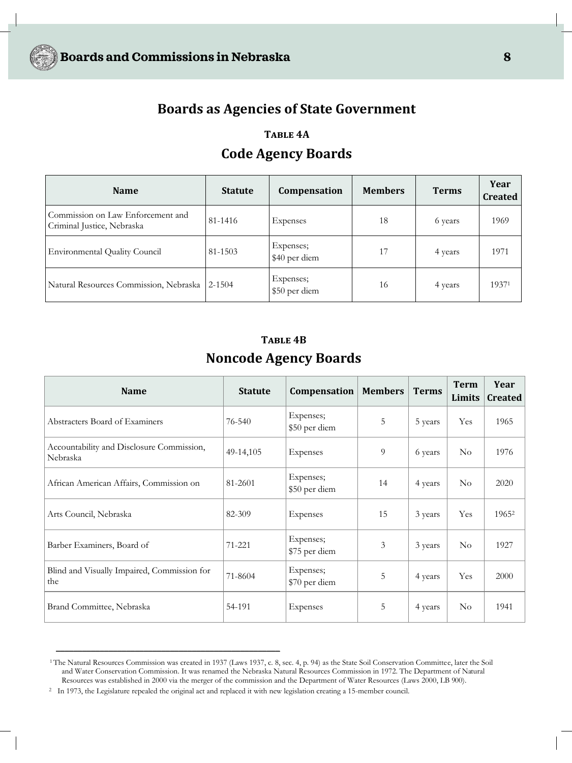## Boards as Agencies of State Government

**Table 4A**

### Code Agency Boards

| Name | Statute | Compensation | Members | Terms | Year Created |
|---|---|---|---|---|---|
| Commission on Law Enforcement and Criminal Justice, Nebraska | 81-1416 | Expenses | 18 | 6 years | 1969 |
| Environmental Quality Council | 81-1503 | Expenses; $40 per diem | 17 | 4 years | 1971 |
| Natural Resources Commission, Nebraska | 2-1504 | Expenses; $50 per diem | 16 | 4 years | 1937[1] |

**Table 4B**

### Noncode Agency Boards

| Name | Statute | Compensation | Members | Terms | Term Limits | Year Created |
|---|---|---|---|---|---|---|
| Abstracters Board of Examiners | 76-540 | Expenses; $50 per diem | 5 | 5 years | Yes | 1965 |
| Accountability and Disclosure Commission, Nebraska | 49-14,105 | Expenses | 9 | 6 years | No | 1976 |
| African American Affairs, Commission on | 81-2601 | Expenses; $50 per diem | 14 | 4 years | No | 2020 |
| Arts Council, Nebraska | 82-309 | Expenses | 15 | 3 years | Yes | 1965[2] |
| Barber Examiners, Board of | 71-221 | Expenses; $75 per diem | 3 | 3 years | No | 1927 |
| Blind and Visually Impaired, Commission for the | 71-8604 | Expenses; $70 per diem | 5 | 4 years | Yes | 2000 |
| Brand Committee, Nebraska | 54-191 | Expenses | 5 | 4 years | No | 1941 |

---

[1] The Natural Resources Commission was created in 1937 (Laws 1937, c. 8, sec. 4, p. 94) as the State Soil Conservation Committee, later the Soil and Water Conservation Commission. It was renamed the Nebraska Natural Resources Commission in 1972. The Department of Natural Resources was established in 2000 via the merger of the commission and the Department of Water Resources (Laws 2000, LB 900).

[2] In 1973, the Legislature repealed the original act and replaced it with new legislation creating a 15-member council.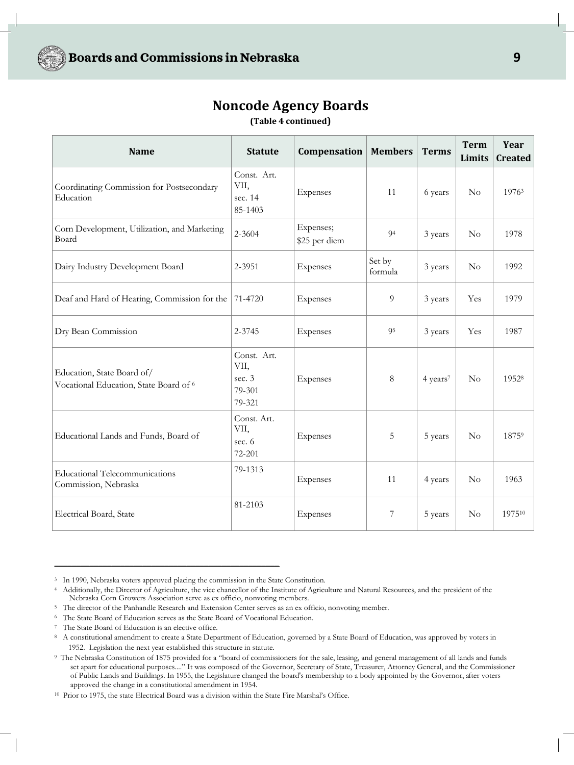## Noncode Agency Boards

**(Table 4 continued)**

| Name | Statute | Compensation | Members | Terms | Term Limits | Year Created |
|---|---|---|---|---|---|---|
| Coordinating Commission for Postsecondary Education | Const. Art. VII, sec. 14 85-1403 | Expenses | 11 | 6 years | No | 1976[3] |
| Corn Development, Utilization, and Marketing Board | 2-3604 | Expenses; $25 per diem | 9[4] | 3 years | No | 1978 |
| Dairy Industry Development Board | 2-3951 | Expenses | Set by formula | 3 years | No | 1992 |
| Deaf and Hard of Hearing, Commission for the | 71-4720 | Expenses | 9 | 3 years | Yes | 1979 |
| Dry Bean Commission | 2-3745 | Expenses | 9[5] | 3 years | Yes | 1987 |
| Education, State Board of/ Vocational Education, State Board of [6] | Const. Art. VII, sec. 3 79-301 79-321 | Expenses | 8 | 4 years[7] | No | 1952[8] |
| Educational Lands and Funds, Board of | Const. Art. VII, sec. 6 72-201 | Expenses | 5 | 5 years | No | 1875[9] |
| Educational Telecommunications Commission, Nebraska | 79-1313 | Expenses | 11 | 4 years | No | 1963 |
| Electrical Board, State | 81-2103 | Expenses | 7 | 5 years | No | 1975[10] |

---

[3] In 1990, Nebraska voters approved placing the commission in the State Constitution.

[4] Additionally, the Director of Agriculture, the vice chancellor of the Institute of Agriculture and Natural Resources, and the president of the Nebraska Corn Growers Association serve as ex officio, nonvoting members.

[5] The director of the Panhandle Research and Extension Center serves as an ex officio, nonvoting member.

[6] The State Board of Education serves as the State Board of Vocational Education.

[7] The State Board of Education is an elective office.

[8] A constitutional amendment to create a State Department of Education, governed by a State Board of Education, was approved by voters in 1952. Legislation the next year established this structure in statute.

[9] The Nebraska Constitution of 1875 provided for a "board of commissioners for the sale, leasing, and general management of all lands and funds set apart for educational purposes...." It was composed of the Governor, Secretary of State, Treasurer, Attorney General, and the Commissioner of Public Lands and Buildings. In 1955, the Legislature changed the board's membership to a body appointed by the Governor, after voters approved the change in a constitutional amendment in 1954.

[10] Prior to 1975, the state Electrical Board was a division within the State Fire Marshal's Office.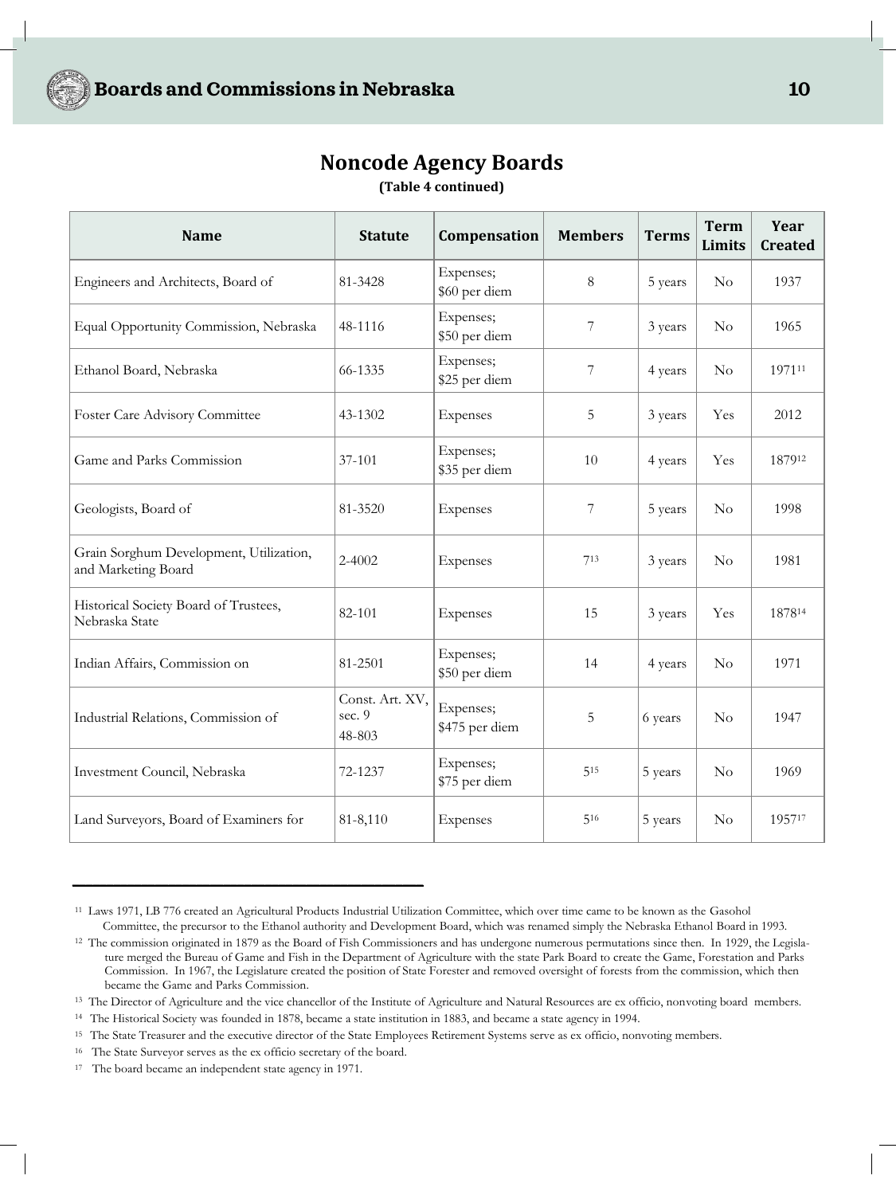## Noncode Agency Boards

**(Table 4 continued)**

| Name | Statute | Compensation | Members | Terms | Term Limits | Year Created |
|---|---|---|---|---|---|---|
| Engineers and Architects, Board of | 81-3428 | Expenses; $60 per diem | 8 | 5 years | No | 1937 |
| Equal Opportunity Commission, Nebraska | 48-1116 | Expenses; $50 per diem | 7 | 3 years | No | 1965 |
| Ethanol Board, Nebraska | 66-1335 | Expenses; $25 per diem | 7 | 4 years | No | 1971[11] |
| Foster Care Advisory Committee | 43-1302 | Expenses | 5 | 3 years | Yes | 2012 |
| Game and Parks Commission | 37-101 | Expenses; $35 per diem | 10 | 4 years | Yes | 1879[12] |
| Geologists, Board of | 81-3520 | Expenses | 7 | 5 years | No | 1998 |
| Grain Sorghum Development, Utilization, and Marketing Board | 2-4002 | Expenses | 7[13] | 3 years | No | 1981 |
| Historical Society Board of Trustees, Nebraska State | 82-101 | Expenses | 15 | 3 years | Yes | 1878[14] |
| Indian Affairs, Commission on | 81-2501 | Expenses; $50 per diem | 14 | 4 years | No | 1971 |
| Industrial Relations, Commission of | Const. Art. XV, sec. 9 48-803 | Expenses; $475 per diem | 5 | 6 years | No | 1947 |
| Investment Council, Nebraska | 72-1237 | Expenses; $75 per diem | 5[15] | 5 years | No | 1969 |
| Land Surveyors, Board of Examiners for | 81-8,110 | Expenses | 5[16] | 5 years | No | 1957[17] |

[11] Laws 1971, LB 776 created an Agricultural Products Industrial Utilization Committee, which over time came to be known as the Gasohol Committee, the precursor to the Ethanol authority and Development Board, which was renamed simply the Nebraska Ethanol Board in 1993.

[12] The commission originated in 1879 as the Board of Fish Commissioners and has undergone numerous permutations since then. In 1929, the Legislature merged the Bureau of Game and Fish in the Department of Agriculture with the state Park Board to create the Game, Forestation and Parks Commission. In 1967, the Legislature created the position of State Forester and removed oversight of forests from the commission, which then became the Game and Parks Commission.

[13] The Director of Agriculture and the vice chancellor of the Institute of Agriculture and Natural Resources are ex officio, nonvoting board members.

[14] The Historical Society was founded in 1878, became a state institution in 1883, and became a state agency in 1994.

[15] The State Treasurer and the executive director of the State Employees Retirement Systems serve as ex officio, nonvoting members.

[16] The State Surveyor serves as the ex officio secretary of the board.

[17] The board became an independent state agency in 1971.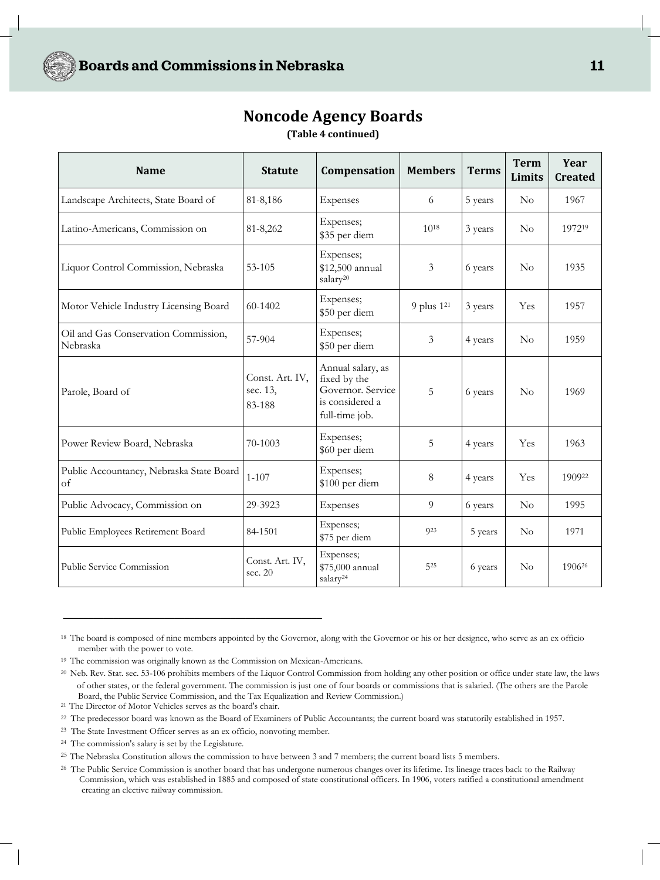## Noncode Agency Boards

**(Table 4 continued)**

| Name | Statute | Compensation | Members | Terms | Term Limits | Year Created |
|---|---|---|---|---|---|---|
| Landscape Architects, State Board of | 81-8,186 | Expenses | 6 | 5 years | No | 1967 |
| Latino-Americans, Commission on | 81-8,262 | Expenses; $35 per diem | 10[18] | 3 years | No | 1972[19] |
| Liquor Control Commission, Nebraska | 53-105 | Expenses; $12,500 annual salary[20] | 3 | 6 years | No | 1935 |
| Motor Vehicle Industry Licensing Board | 60-1402 | Expenses; $50 per diem | 9 plus 1[21] | 3 years | Yes | 1957 |
| Oil and Gas Conservation Commission, Nebraska | 57-904 | Expenses; $50 per diem | 3 | 4 years | No | 1959 |
| Parole, Board of | Const. Art. IV, sec. 13, 83-188 | Annual salary, as fixed by the Governor. Service is considered a full-time job. | 5 | 6 years | No | 1969 |
| Power Review Board, Nebraska | 70-1003 | Expenses; $60 per diem | 5 | 4 years | Yes | 1963 |
| Public Accountancy, Nebraska State Board of | 1-107 | Expenses; $100 per diem | 8 | 4 years | Yes | 1909[22] |
| Public Advocacy, Commission on | 29-3923 | Expenses | 9 | 6 years | No | 1995 |
| Public Employees Retirement Board | 84-1501 | Expenses; $75 per diem | 9[23] | 5 years | No | 1971 |
| Public Service Commission | Const. Art. IV, sec. 20 | Expenses; $75,000 annual salary[24] | 5[25] | 6 years | No | 1906[26] |

---

[18] The board is composed of nine members appointed by the Governor, along with the Governor or his or her designee, who serve as an ex officio member with the power to vote.

[19] The commission was originally known as the Commission on Mexican-Americans.

[20] Neb. Rev. Stat. sec. 53-106 prohibits members of the Liquor Control Commission from holding any other position or office under state law, the laws of other states, or the federal government. The commission is just one of four boards or commissions that is salaried. (The others are the Parole Board, the Public Service Commission, and the Tax Equalization and Review Commission.)

[21] The Director of Motor Vehicles serves as the board's chair.

[22] The predecessor board was known as the Board of Examiners of Public Accountants; the current board was statutorily established in 1957.

[23] The State Investment Officer serves as an ex officio, nonvoting member.

[24] The commission's salary is set by the Legislature.

[25] The Nebraska Constitution allows the commission to have between 3 and 7 members; the current board lists 5 members.

[26] The Public Service Commission is another board that has undergone numerous changes over its lifetime. Its lineage traces back to the Railway Commission, which was established in 1885 and composed of state constitutional officers. In 1906, voters ratified a constitutional amendment creating an elective railway commission.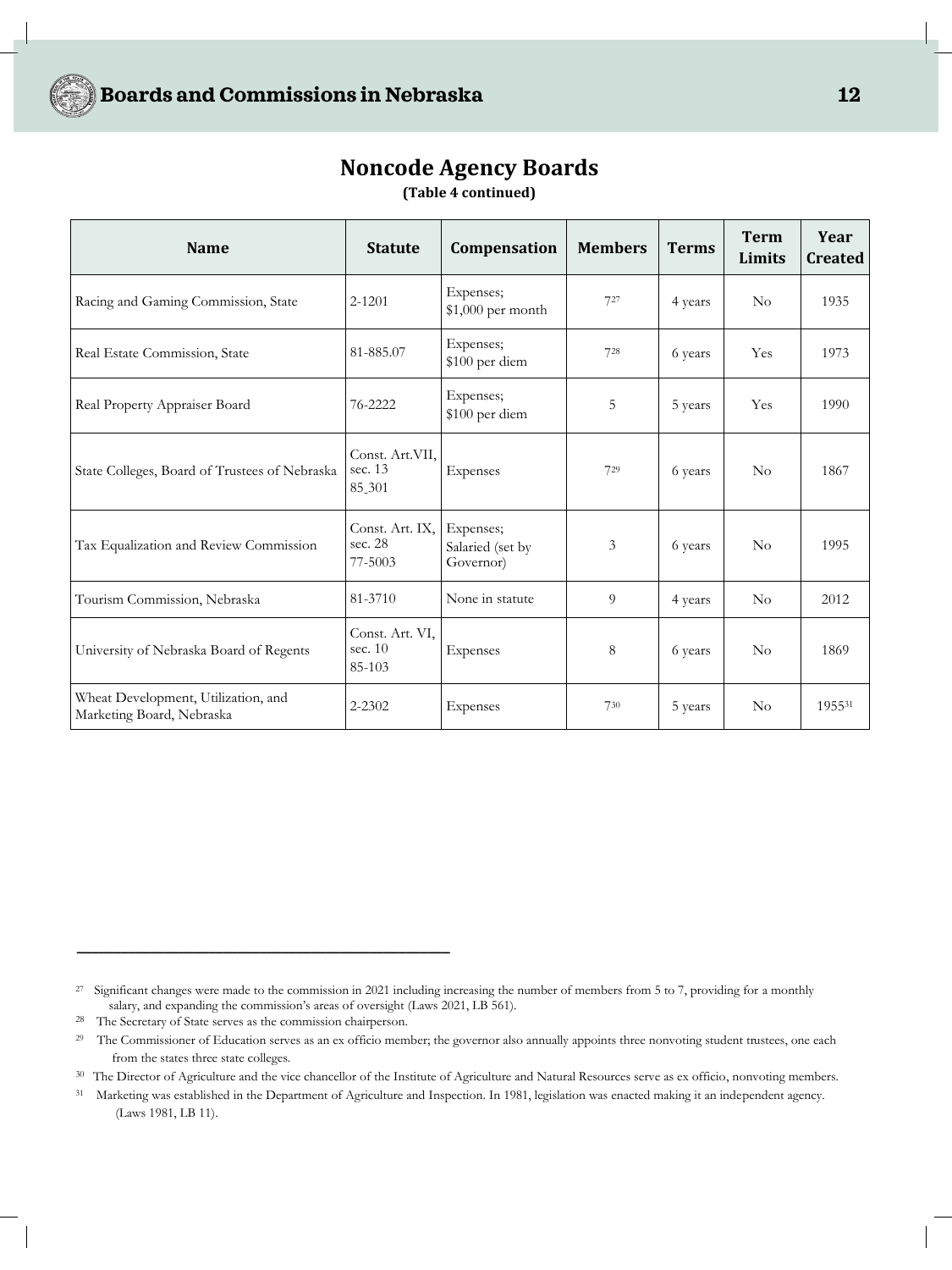## Noncode Agency Boards

**(Table 4 continued)**

| Name | Statute | Compensation | Members | Terms | Term Limits | Year Created |
|---|---|---|---|---|---|---|
| Racing and Gaming Commission, State | 2-1201 | Expenses; $1,000 per month | 7[27] | 4 years | No | 1935 |
| Real Estate Commission, State | 81-885.07 | Expenses; $100 per diem | 7[28] | 6 years | Yes | 1973 |
| Real Property Appraiser Board | 76-2222 | Expenses; $100 per diem | 5 | 5 years | Yes | 1990 |
| State Colleges, Board of Trustees of Nebraska | Const. Art.VII, sec. 13 85_301 | Expenses | 7[29] | 6 years | No | 1867 |
| Tax Equalization and Review Commission | Const. Art. IX, sec. 28 77-5003 | Expenses; Salaried (set by Governor) | 3 | 6 years | No | 1995 |
| Tourism Commission, Nebraska | 81-3710 | None in statute | 9 | 4 years | No | 2012 |
| University of Nebraska Board of Regents | Const. Art. VI, sec. 10 85-103 | Expenses | 8 | 6 years | No | 1869 |
| Wheat Development, Utilization, and Marketing Board, Nebraska | 2-2302 | Expenses | 7[30] | 5 years | No | 1955[31] |

[27] Significant changes were made to the commission in 2021 including increasing the number of members from 5 to 7, providing for a monthly salary, and expanding the commission's areas of oversight (Laws 2021, LB 561).

[28] The Secretary of State serves as the commission chairperson.

[29] The Commissioner of Education serves as an ex officio member; the governor also annually appoints three nonvoting student trustees, one each from the states three state colleges.

[30] The Director of Agriculture and the vice chancellor of the Institute of Agriculture and Natural Resources serve as ex officio, nonvoting members.

[31] Marketing was established in the Department of Agriculture and Inspection. In 1981, legislation was enacted making it an independent agency. (Laws 1981, LB 11).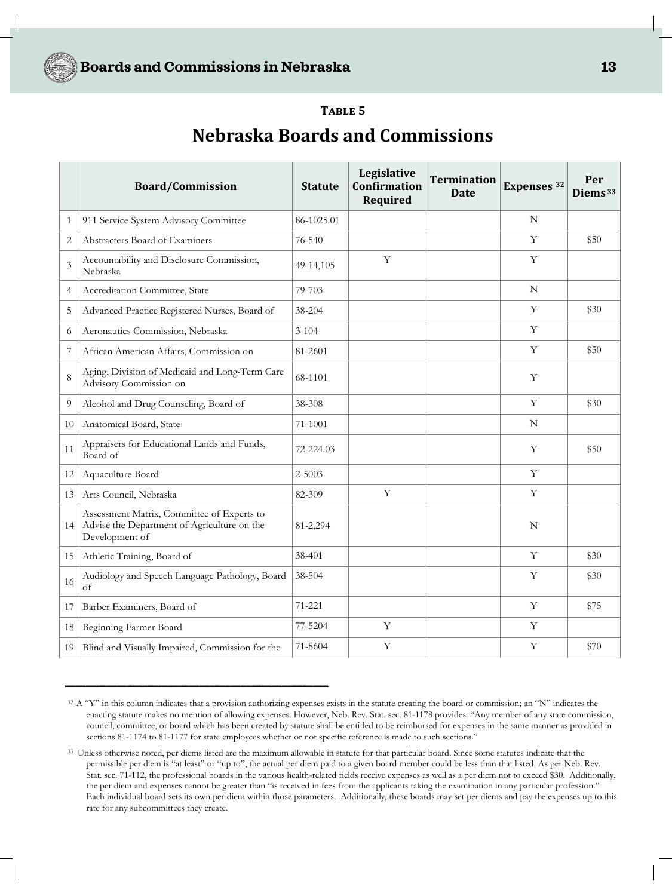**TABLE 5**

## Nebraska Boards and Commissions

| | Board/Commission | Statute | Legislative Confirmation Required | Termination Date | Expenses [32] | Per Diems [33] |
|---|---|---|---|---|---|---|
| 1 | 911 Service System Advisory Committee | 86-1025.01 | | | N | |
| 2 | Abstracters Board of Examiners | 76-540 | | | Y | $50 |
| 3 | Accountability and Disclosure Commission, Nebraska | 49-14,105 | Y | | Y | |
| 4 | Accreditation Committee, State | 79-703 | | | N | |
| 5 | Advanced Practice Registered Nurses, Board of | 38-204 | | | Y | $30 |
| 6 | Aeronautics Commission, Nebraska | 3-104 | | | Y | |
| 7 | African American Affairs, Commission on | 81-2601 | | | Y | $50 |
| 8 | Aging, Division of Medicaid and Long-Term Care Advisory Commission on | 68-1101 | | | Y | |
| 9 | Alcohol and Drug Counseling, Board of | 38-308 | | | Y | $30 |
| 10 | Anatomical Board, State | 71-1001 | | | N | |
| 11 | Appraisers for Educational Lands and Funds, Board of | 72-224.03 | | | Y | $50 |
| 12 | Aquaculture Board | 2-5003 | | | Y | |
| 13 | Arts Council, Nebraska | 82-309 | Y | | Y | |
| 14 | Assessment Matrix, Committee of Experts to Advise the Department of Agriculture on the Development of | 81-2,294 | | | N | |
| 15 | Athletic Training, Board of | 38-401 | | | Y | $30 |
| 16 | Audiology and Speech Language Pathology, Board of | 38-504 | | | Y | $30 |
| 17 | Barber Examiners, Board of | 71-221 | | | Y | $75 |
| 18 | Beginning Farmer Board | 77-5204 | Y | | Y | |
| 19 | Blind and Visually Impaired, Commission for the | 71-8604 | Y | | Y | $70 |

---

[32] A "Y" in this column indicates that a provision authorizing expenses exists in the statute creating the board or commission; an "N" indicates the enacting statute makes no mention of allowing expenses. However, Neb. Rev. Stat. sec. 81-1178 provides: "Any member of any state commission, council, committee, or board which has been created by statute shall be entitled to be reimbursed for expenses in the same manner as provided in sections 81-1174 to 81-1177 for state employees whether or not specific reference is made to such sections."

[33] Unless otherwise noted, per diems listed are the maximum allowable in statute for that particular board. Since some statutes indicate that the permissible per diem is "at least" or "up to", the actual per diem paid to a given board member could be less than that listed. As per Neb. Rev. Stat. sec. 71-112, the professional boards in the various health-related fields receive expenses as well as a per diem not to exceed $30. Additionally, the per diem and expenses cannot be greater than "is received in fees from the applicants taking the examination in any particular profession." Each individual board sets its own per diem within those parameters. Additionally, these boards may set per diems and pay the expenses up to this rate for any subcommittees they create.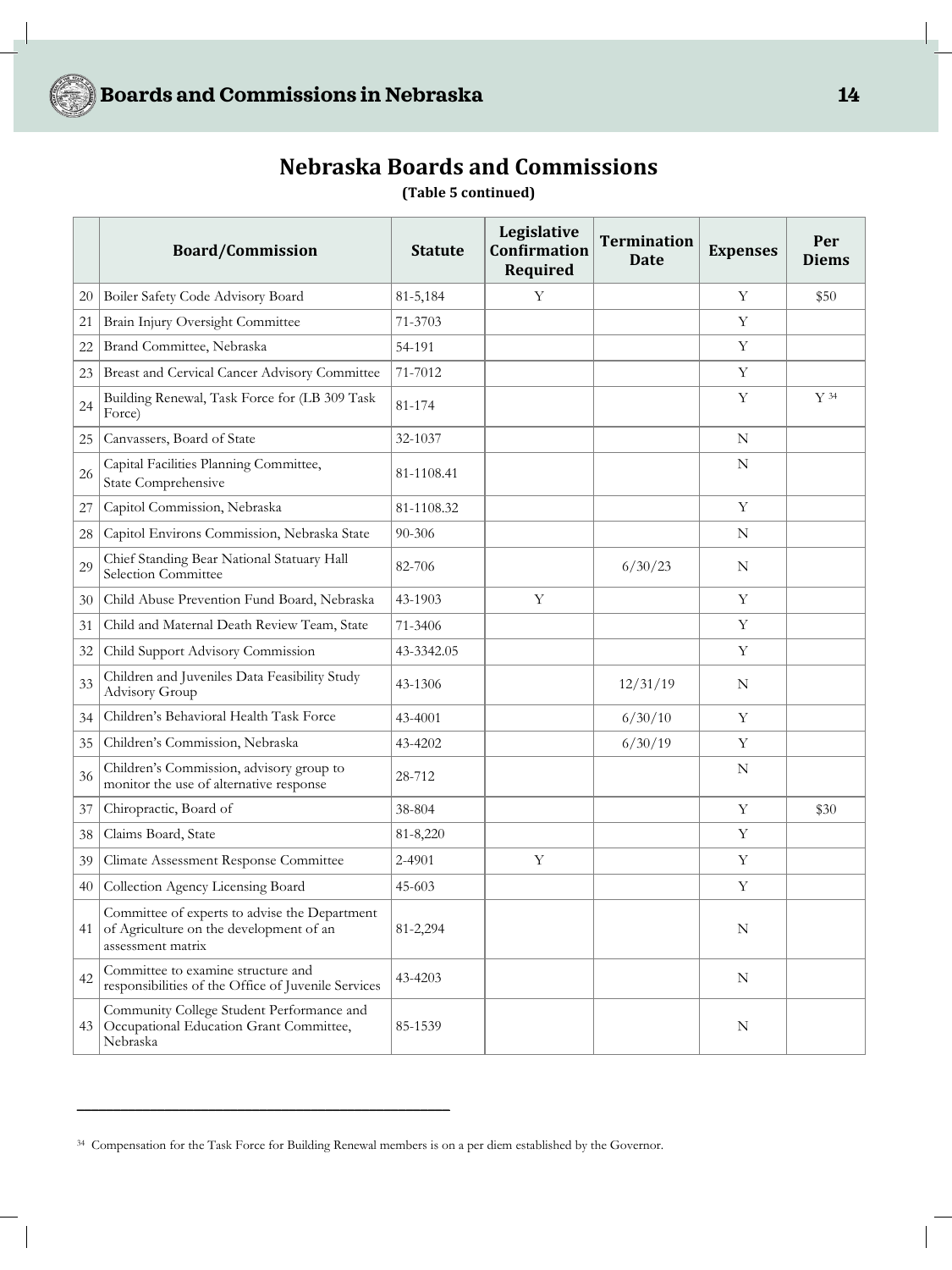## Nebraska Boards and Commissions

**(Table 5 continued)**

| | Board/Commission | Statute | Legislative Confirmation Required | Termination Date | Expenses | Per Diems |
|---|---|---|---|---|---|---|
| 20 | Boiler Safety Code Advisory Board | 81-5,184 | Y | | Y | $50 |
| 21 | Brain Injury Oversight Committee | 71-3703 | | | Y | |
| 22 | Brand Committee, Nebraska | 54-191 | | | Y | |
| 23 | Breast and Cervical Cancer Advisory Committee | 71-7012 | | | Y | |
| 24 | Building Renewal, Task Force for (LB 309 Task Force) | 81-174 | | | Y | Y [34] |
| 25 | Canvassers, Board of State | 32-1037 | | | N | |
| 26 | Capital Facilities Planning Committee, State Comprehensive | 81-1108.41 | | | N | |
| 27 | Capitol Commission, Nebraska | 81-1108.32 | | | Y | |
| 28 | Capitol Environs Commission, Nebraska State | 90-306 | | | N | |
| 29 | Chief Standing Bear National Statuary Hall Selection Committee | 82-706 | | 6/30/23 | N | |
| 30 | Child Abuse Prevention Fund Board, Nebraska | 43-1903 | Y | | Y | |
| 31 | Child and Maternal Death Review Team, State | 71-3406 | | | Y | |
| 32 | Child Support Advisory Commission | 43-3342.05 | | | Y | |
| 33 | Children and Juveniles Data Feasibility Study Advisory Group | 43-1306 | | 12/31/19 | N | |
| 34 | Children's Behavioral Health Task Force | 43-4001 | | 6/30/10 | Y | |
| 35 | Children's Commission, Nebraska | 43-4202 | | 6/30/19 | Y | |
| 36 | Children's Commission, advisory group to monitor the use of alternative response | 28-712 | | | N | |
| 37 | Chiropractic, Board of | 38-804 | | | Y | $30 |
| 38 | Claims Board, State | 81-8,220 | | | Y | |
| 39 | Climate Assessment Response Committee | 2-4901 | Y | | Y | |
| 40 | Collection Agency Licensing Board | 45-603 | | | Y | |
| 41 | Committee of experts to advise the Department of Agriculture on the development of an assessment matrix | 81-2,294 | | | N | |
| 42 | Committee to examine structure and responsibilities of the Office of Juvenile Services | 43-4203 | | | N | |
| 43 | Community College Student Performance and Occupational Education Grant Committee, Nebraska | 85-1539 | | | N | |

[34] Compensation for the Task Force for Building Renewal members is on a per diem established by the Governor.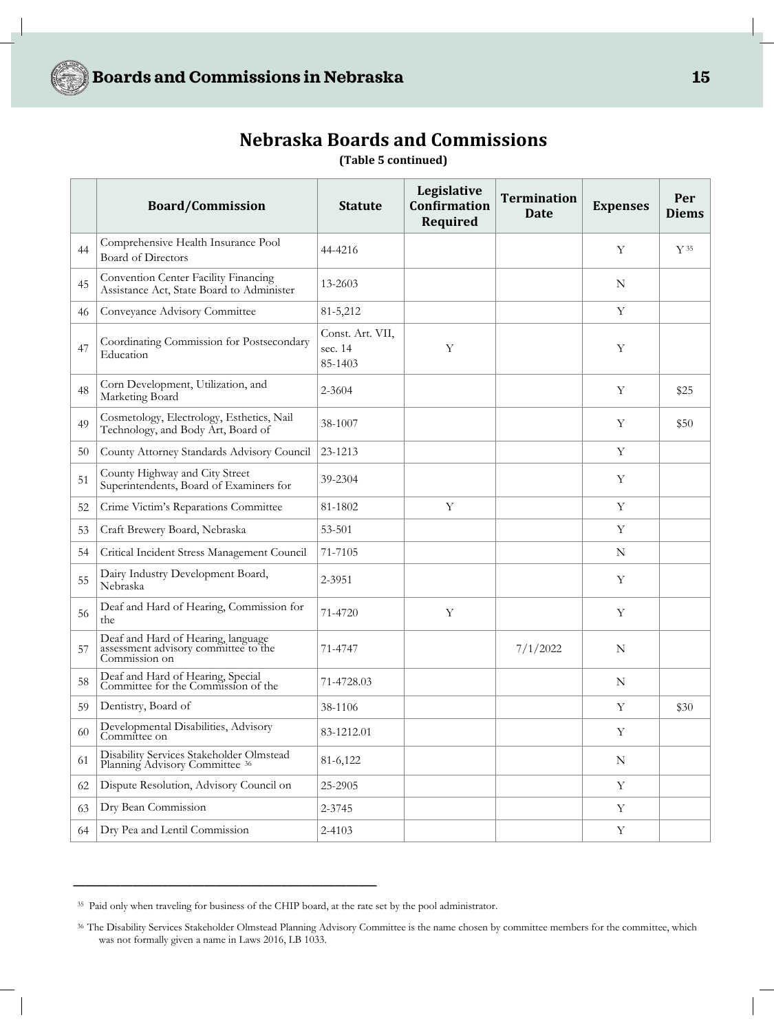## Nebraska Boards and Commissions

**(Table 5 continued)**

| | Board/Commission | Statute | Legislative Confirmation Required | Termination Date | Expenses | Per Diems |
|---|---|---|---|---|---|---|
| 44 | Comprehensive Health Insurance Pool Board of Directors | 44-4216 | | | Y | Y [35] |
| 45 | Convention Center Facility Financing Assistance Act, State Board to Administer | 13-2603 | | | N | |
| 46 | Conveyance Advisory Committee | 81-5,212 | | | Y | |
| 47 | Coordinating Commission for Postsecondary Education | Const. Art. VII, sec. 14 85-1403 | Y | | Y | |
| 48 | Corn Development, Utilization, and Marketing Board | 2-3604 | | | Y | $25 |
| 49 | Cosmetology, Electrology, Esthetics, Nail Technology, and Body Art, Board of | 38-1007 | | | Y | $50 |
| 50 | County Attorney Standards Advisory Council | 23-1213 | | | Y | |
| 51 | County Highway and City Street Superintendents, Board of Examiners for | 39-2304 | | | Y | |
| 52 | Crime Victim's Reparations Committee | 81-1802 | Y | | Y | |
| 53 | Craft Brewery Board, Nebraska | 53-501 | | | Y | |
| 54 | Critical Incident Stress Management Council | 71-7105 | | | N | |
| 55 | Dairy Industry Development Board, Nebraska | 2-3951 | | | Y | |
| 56 | Deaf and Hard of Hearing, Commission for the | 71-4720 | Y | | Y | |
| 57 | Deaf and Hard of Hearing, language assessment advisory committee to the Commission on | 71-4747 | | 7/1/2022 | N | |
| 58 | Deaf and Hard of Hearing, Special Committee for the Commission of the | 71-4728.03 | | | N | |
| 59 | Dentistry, Board of | 38-1106 | | | Y | $30 |
| 60 | Developmental Disabilities, Advisory Committee on | 83-1212.01 | | | Y | |
| 61 | Disability Services Stakeholder Olmstead Planning Advisory Committee [36] | 81-6,122 | | | N | |
| 62 | Dispute Resolution, Advisory Council on | 25-2905 | | | Y | |
| 63 | Dry Bean Commission | 2-3745 | | | Y | |
| 64 | Dry Pea and Lentil Commission | 2-4103 | | | Y | |

[35] Paid only when traveling for business of the CHIP board, at the rate set by the pool administrator.

[36] The Disability Services Stakeholder Olmstead Planning Advisory Committee is the name chosen by committee members for the committee, which was not formally given a name in Laws 2016, LB 1033.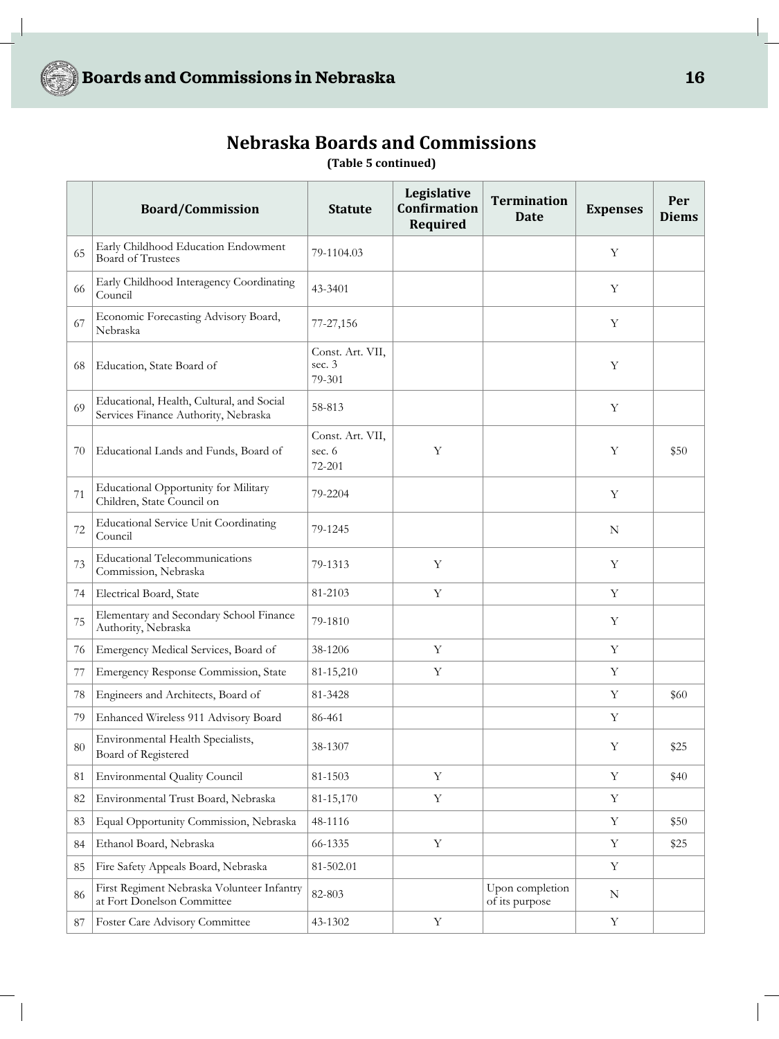## Nebraska Boards and Commissions

**(Table 5 continued)**

| | Board/Commission | Statute | Legislative Confirmation Required | Termination Date | Expenses | Per Diems |
|---|---|---|---|---|---|---|
| 65 | Early Childhood Education Endowment Board of Trustees | 79-1104.03 | | | Y | |
| 66 | Early Childhood Interagency Coordinating Council | 43-3401 | | | Y | |
| 67 | Economic Forecasting Advisory Board, Nebraska | 77-27,156 | | | Y | |
| 68 | Education, State Board of | Const. Art. VII, sec. 3 79-301 | | | Y | |
| 69 | Educational, Health, Cultural, and Social Services Finance Authority, Nebraska | 58-813 | | | Y | |
| 70 | Educational Lands and Funds, Board of | Const. Art. VII, sec. 6 72-201 | Y | | Y | $50 |
| 71 | Educational Opportunity for Military Children, State Council on | 79-2204 | | | Y | |
| 72 | Educational Service Unit Coordinating Council | 79-1245 | | | N | |
| 73 | Educational Telecommunications Commission, Nebraska | 79-1313 | Y | | Y | |
| 74 | Electrical Board, State | 81-2103 | Y | | Y | |
| 75 | Elementary and Secondary School Finance Authority, Nebraska | 79-1810 | | | Y | |
| 76 | Emergency Medical Services, Board of | 38-1206 | Y | | Y | |
| 77 | Emergency Response Commission, State | 81-15,210 | Y | | Y | |
| 78 | Engineers and Architects, Board of | 81-3428 | | | Y | $60 |
| 79 | Enhanced Wireless 911 Advisory Board | 86-461 | | | Y | |
| 80 | Environmental Health Specialists, Board of Registered | 38-1307 | | | Y | $25 |
| 81 | Environmental Quality Council | 81-1503 | Y | | Y | $40 |
| 82 | Environmental Trust Board, Nebraska | 81-15,170 | Y | | Y | |
| 83 | Equal Opportunity Commission, Nebraska | 48-1116 | | | Y | $50 |
| 84 | Ethanol Board, Nebraska | 66-1335 | Y | | Y | $25 |
| 85 | Fire Safety Appeals Board, Nebraska | 81-502.01 | | | Y | |
| 86 | First Regiment Nebraska Volunteer Infantry at Fort Donelson Committee | 82-803 | | Upon completion of its purpose | N | |
| 87 | Foster Care Advisory Committee | 43-1302 | Y | | Y | |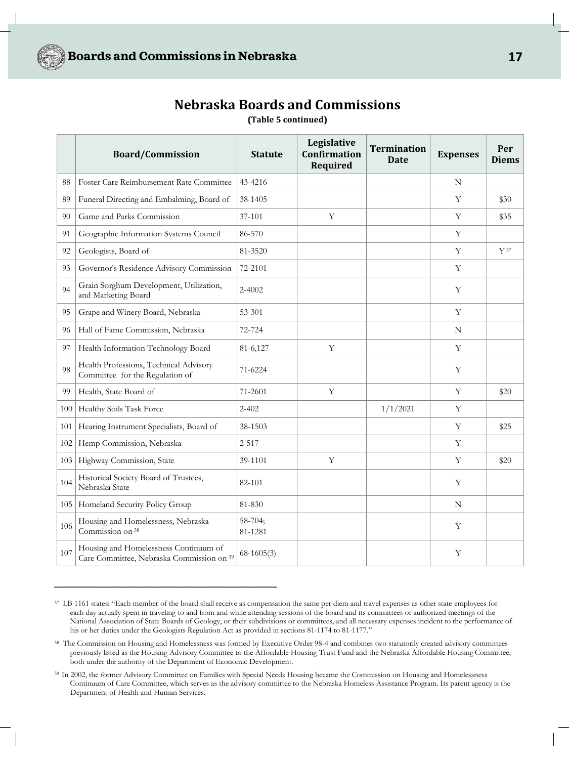## Nebraska Boards and Commissions

**(Table 5 continued)**

| | Board/Commission | Statute | Legislative Confirmation Required | Termination Date | Expenses | Per Diems |
|---|---|---|---|---|---|---|
| 88 | Foster Care Reimbursement Rate Committee | 43-4216 | | | N | |
| 89 | Funeral Directing and Embalming, Board of | 38-1405 | | | Y | $30 |
| 90 | Game and Parks Commission | 37-101 | Y | | Y | $35 |
| 91 | Geographic Information Systems Council | 86-570 | | | Y | |
| 92 | Geologists, Board of | 81-3520 | | | Y | Y [37] |
| 93 | Governor's Residence Advisory Commission | 72-2101 | | | Y | |
| 94 | Grain Sorghum Development, Utilization, and Marketing Board | 2-4002 | | | Y | |
| 95 | Grape and Winery Board, Nebraska | 53-301 | | | Y | |
| 96 | Hall of Fame Commission, Nebraska | 72-724 | | | N | |
| 97 | Health Information Technology Board | 81-6,127 | Y | | Y | |
| 98 | Health Professions, Technical Advisory Committee for the Regulation of | 71-6224 | | | Y | |
| 99 | Health, State Board of | 71-2601 | Y | | Y | $20 |
| 100 | Healthy Soils Task Force | 2-402 | | 1/1/2021 | Y | |
| 101 | Hearing Instrument Specialists, Board of | 38-1503 | | | Y | $25 |
| 102 | Hemp Commission, Nebraska | 2-517 | | | Y | |
| 103 | Highway Commission, State | 39-1101 | Y | | Y | $20 |
| 104 | Historical Society Board of Trustees, Nebraska State | 82-101 | | | Y | |
| 105 | Homeland Security Policy Group | 81-830 | | | N | |
| 106 | Housing and Homelessness, Nebraska Commission on [38] | 58-704; 81-1281 | | | Y | |
| 107 | Housing and Homelessness Continuum of Care Committee, Nebraska Commission on [39] | 68-1605(3) | | | Y | |

---

[37] LB 1161 states: "Each member of the board shall receive as compensation the same per diem and travel expenses as other state employees for each day actually spent in traveling to and from and while attending sessions of the board and its committees or authorized meetings of the National Association of State Boards of Geology, or their subdivisions or committees, and all necessary expenses incident to the performance of his or her duties under the Geologists Regulation Act as provided in sections 81-1174 to 81-1177."

[38] The Commission on Housing and Homelessness was formed by Executive Order 98-4 and combines two statutorily created advisory committees previously listed as the Housing Advisory Committee to the Affordable Housing Trust Fund and the Nebraska Affordable Housing Committee, both under the authority of the Department of Economic Development.

[39] In 2002, the former Advisory Committee on Families with Special Needs Housing became the Commission on Housing and Homelessness Continuum of Care Committee, which serves as the advisory committee to the Nebraska Homeless Assistance Program. Its parent agency is the Department of Health and Human Services.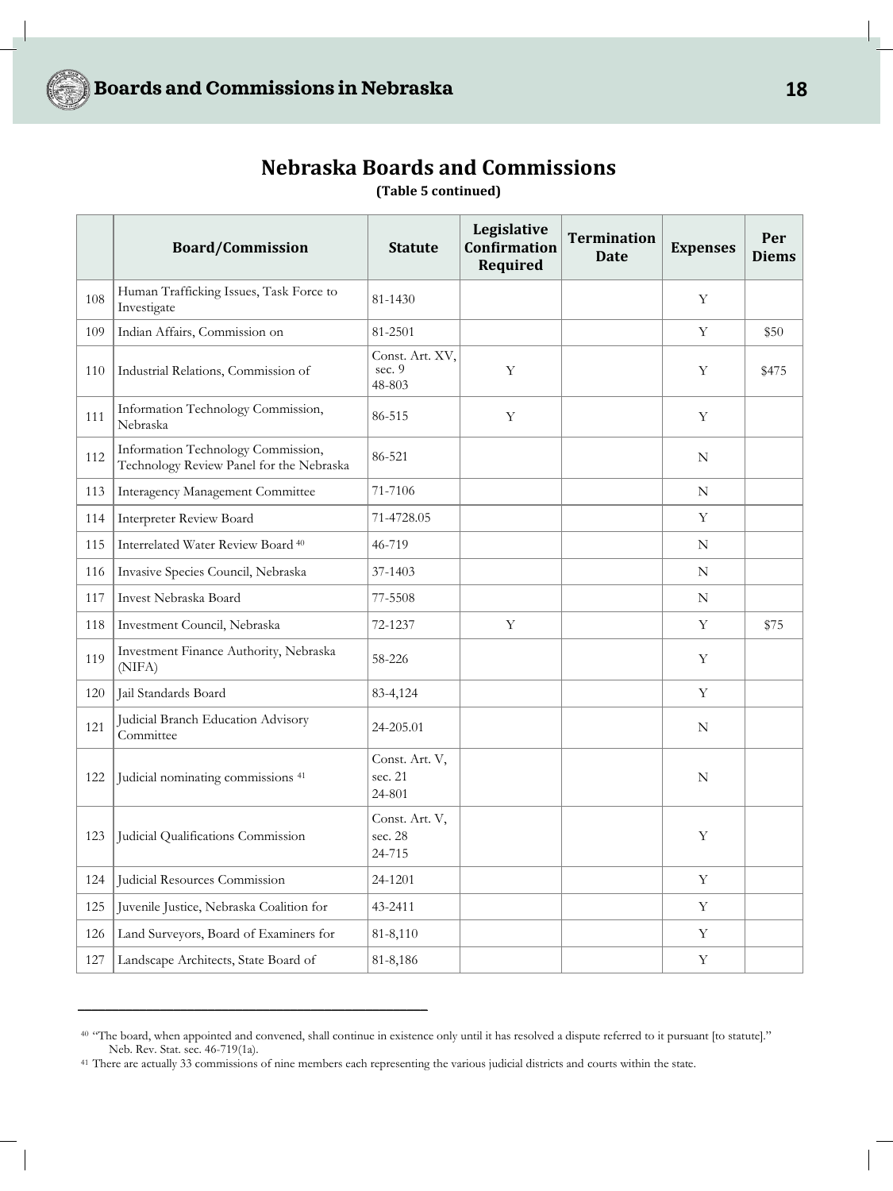## Nebraska Boards and Commissions

**(Table 5 continued)**

| | Board/Commission | Statute | Legislative Confirmation Required | Termination Date | Expenses | Per Diems |
|---|---|---|---|---|---|---|
| 108 | Human Trafficking Issues, Task Force to Investigate | 81-1430 | | | Y | |
| 109 | Indian Affairs, Commission on | 81-2501 | | | Y | $50 |
| 110 | Industrial Relations, Commission of | Const. Art. XV, sec. 9 48-803 | Y | | Y | $475 |
| 111 | Information Technology Commission, Nebraska | 86-515 | Y | | Y | |
| 112 | Information Technology Commission, Technology Review Panel for the Nebraska | 86-521 | | | N | |
| 113 | Interagency Management Committee | 71-7106 | | | N | |
| 114 | Interpreter Review Board | 71-4728.05 | | | Y | |
| 115 | Interrelated Water Review Board [40] | 46-719 | | | N | |
| 116 | Invasive Species Council, Nebraska | 37-1403 | | | N | |
| 117 | Invest Nebraska Board | 77-5508 | | | N | |
| 118 | Investment Council, Nebraska | 72-1237 | Y | | Y | $75 |
| 119 | Investment Finance Authority, Nebraska (NIFA) | 58-226 | | | Y | |
| 120 | Jail Standards Board | 83-4,124 | | | Y | |
| 121 | Judicial Branch Education Advisory Committee | 24-205.01 | | | N | |
| 122 | Judicial nominating commissions [41] | Const. Art. V, sec. 21 24-801 | | | N | |
| 123 | Judicial Qualifications Commission | Const. Art. V, sec. 28 24-715 | | | Y | |
| 124 | Judicial Resources Commission | 24-1201 | | | Y | |
| 125 | Juvenile Justice, Nebraska Coalition for | 43-2411 | | | Y | |
| 126 | Land Surveyors, Board of Examiners for | 81-8,110 | | | Y | |
| 127 | Landscape Architects, State Board of | 81-8,186 | | | Y | |

[40] "The board, when appointed and convened, shall continue in existence only until it has resolved a dispute referred to it pursuant [to statute]." Neb. Rev. Stat. sec. 46-719(1a).

[41] There are actually 33 commissions of nine members each representing the various judicial districts and courts within the state.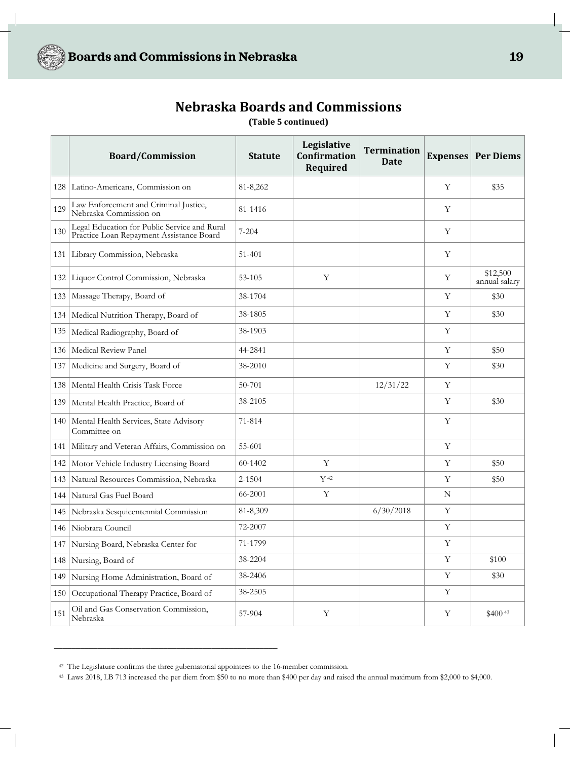## Nebraska Boards and Commissions

**(Table 5 continued)**

| | Board/Commission | Statute | Legislative Confirmation Required | Termination Date | Expenses | Per Diems |
|---|---|---|---|---|---|---|
| 128 | Latino-Americans, Commission on | 81-8,262 | | | Y | $35 |
| 129 | Law Enforcement and Criminal Justice, Nebraska Commission on | 81-1416 | | | Y | |
| 130 | Legal Education for Public Service and Rural Practice Loan Repayment Assistance Board | 7-204 | | | Y | |
| 131 | Library Commission, Nebraska | 51-401 | | | Y | |
| 132 | Liquor Control Commission, Nebraska | 53-105 | Y | | Y | $12,500 annual salary |
| 133 | Massage Therapy, Board of | 38-1704 | | | Y | $30 |
| 134 | Medical Nutrition Therapy, Board of | 38-1805 | | | Y | $30 |
| 135 | Medical Radiography, Board of | 38-1903 | | | Y | |
| 136 | Medical Review Panel | 44-2841 | | | Y | $50 |
| 137 | Medicine and Surgery, Board of | 38-2010 | | | Y | $30 |
| 138 | Mental Health Crisis Task Force | 50-701 | | 12/31/22 | Y | |
| 139 | Mental Health Practice, Board of | 38-2105 | | | Y | $30 |
| 140 | Mental Health Services, State Advisory Committee on | 71-814 | | | Y | |
| 141 | Military and Veteran Affairs, Commission on | 55-601 | | | Y | |
| 142 | Motor Vehicle Industry Licensing Board | 60-1402 | Y | | Y | $50 |
| 143 | Natural Resources Commission, Nebraska | 2-1504 | Y [42] | | Y | $50 |
| 144 | Natural Gas Fuel Board | 66-2001 | Y | | N | |
| 145 | Nebraska Sesquicentennial Commission | 81-8,309 | | 6/30/2018 | Y | |
| 146 | Niobrara Council | 72-2007 | | | Y | |
| 147 | Nursing Board, Nebraska Center for | 71-1799 | | | Y | |
| 148 | Nursing, Board of | 38-2204 | | | Y | $100 |
| 149 | Nursing Home Administration, Board of | 38-2406 | | | Y | $30 |
| 150 | Occupational Therapy Practice, Board of | 38-2505 | | | Y | |
| 151 | Oil and Gas Conservation Commission, Nebraska | 57-904 | Y | | Y | $400 [43] |

[42] The Legislature confirms the three gubernatorial appointees to the 16-member commission.

[43] Laws 2018, LB 713 increased the per diem from $50 to no more than $400 per day and raised the annual maximum from $2,000 to $4,000.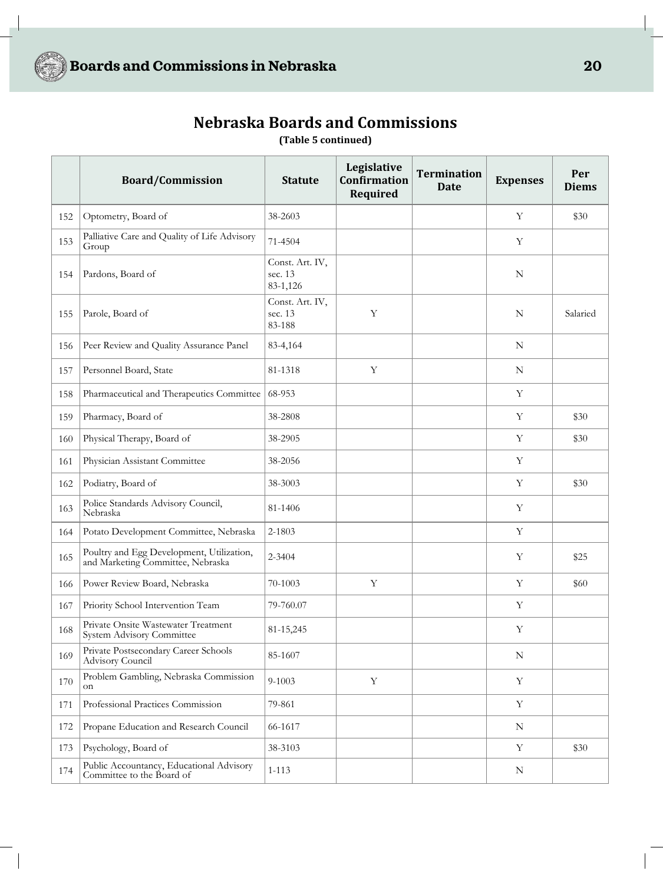## Nebraska Boards and Commissions

**(Table 5 continued)**

| | Board/Commission | Statute | Legislative Confirmation Required | Termination Date | Expenses | Per Diems |
|---|---|---|---|---|---|---|
| 152 | Optometry, Board of | 38-2603 | | | Y | $30 |
| 153 | Palliative Care and Quality of Life Advisory Group | 71-4504 | | | Y | |
| 154 | Pardons, Board of | Const. Art. IV, sec. 13 83-1,126 | | | N | |
| 155 | Parole, Board of | Const. Art. IV, sec. 13 83-188 | Y | | N | Salaried |
| 156 | Peer Review and Quality Assurance Panel | 83-4,164 | | | N | |
| 157 | Personnel Board, State | 81-1318 | Y | | N | |
| 158 | Pharmaceutical and Therapeutics Committee | 68-953 | | | Y | |
| 159 | Pharmacy, Board of | 38-2808 | | | Y | $30 |
| 160 | Physical Therapy, Board of | 38-2905 | | | Y | $30 |
| 161 | Physician Assistant Committee | 38-2056 | | | Y | |
| 162 | Podiatry, Board of | 38-3003 | | | Y | $30 |
| 163 | Police Standards Advisory Council, Nebraska | 81-1406 | | | Y | |
| 164 | Potato Development Committee, Nebraska | 2-1803 | | | Y | |
| 165 | Poultry and Egg Development, Utilization, and Marketing Committee, Nebraska | 2-3404 | | | Y | $25 |
| 166 | Power Review Board, Nebraska | 70-1003 | Y | | Y | $60 |
| 167 | Priority School Intervention Team | 79-760.07 | | | Y | |
| 168 | Private Onsite Wastewater Treatment System Advisory Committee | 81-15,245 | | | Y | |
| 169 | Private Postsecondary Career Schools Advisory Council | 85-1607 | | | N | |
| 170 | Problem Gambling, Nebraska Commission on | 9-1003 | Y | | Y | |
| 171 | Professional Practices Commission | 79-861 | | | Y | |
| 172 | Propane Education and Research Council | 66-1617 | | | N | |
| 173 | Psychology, Board of | 38-3103 | | | Y | $30 |
| 174 | Public Accountancy, Educational Advisory Committee to the Board of | 1-113 | | | N | |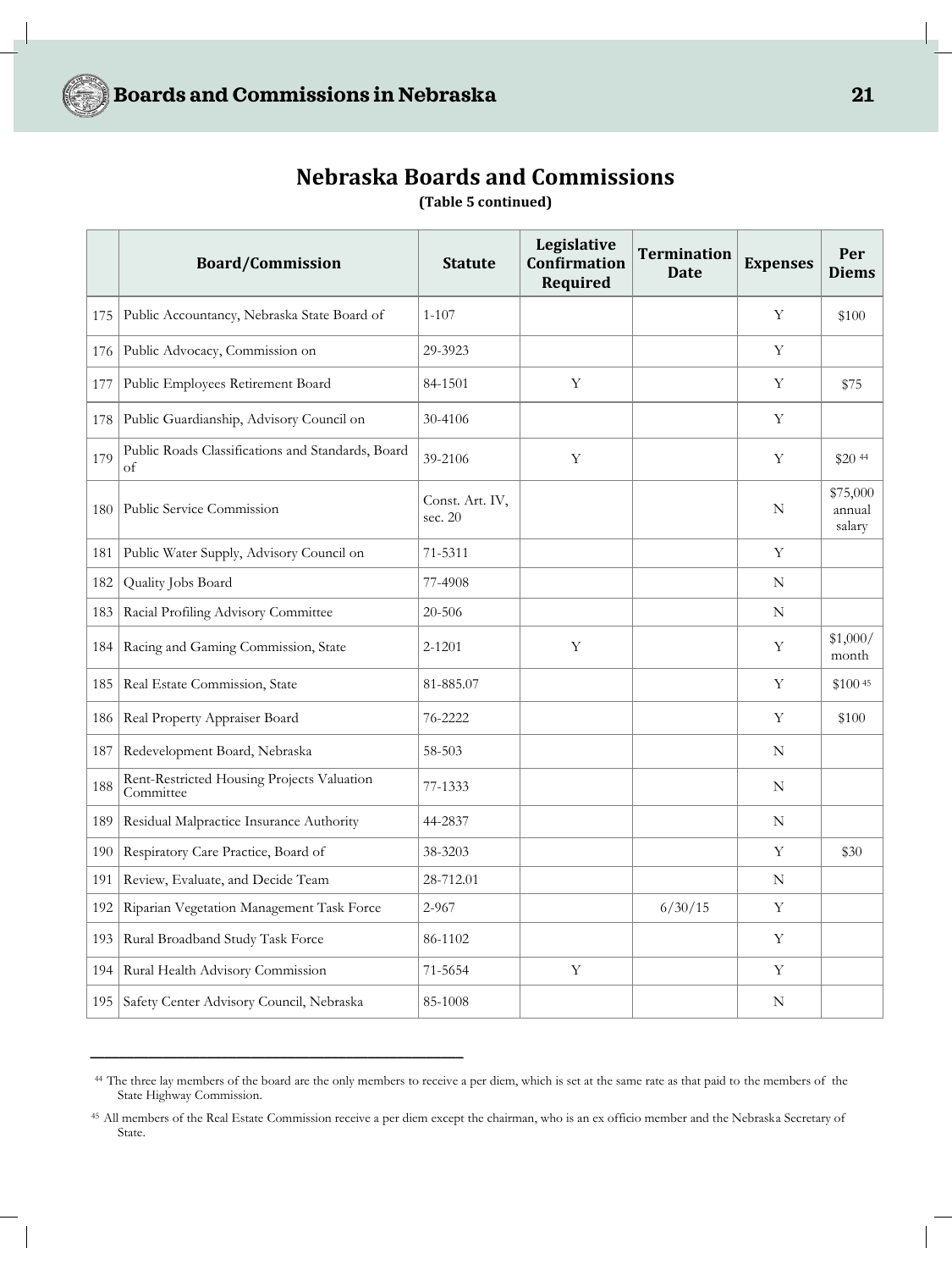## Nebraska Boards and Commissions

**(Table 5 continued)**

| | Board/Commission | Statute | Legislative Confirmation Required | Termination Date | Expenses | Per Diems |
|---|---|---|---|---|---|---|
| 175 | Public Accountancy, Nebraska State Board of | 1-107 | | | Y | $100 |
| 176 | Public Advocacy, Commission on | 29-3923 | | | Y | |
| 177 | Public Employees Retirement Board | 84-1501 | Y | | Y | $75 |
| 178 | Public Guardianship, Advisory Council on | 30-4106 | | | Y | |
| 179 | Public Roads Classifications and Standards, Board of | 39-2106 | Y | | Y | $20 [44] |
| 180 | Public Service Commission | Const. Art. IV, sec. 20 | | | N | $75,000 annual salary |
| 181 | Public Water Supply, Advisory Council on | 71-5311 | | | Y | |
| 182 | Quality Jobs Board | 77-4908 | | | N | |
| 183 | Racial Profiling Advisory Committee | 20-506 | | | N | |
| 184 | Racing and Gaming Commission, State | 2-1201 | Y | | Y | $1,000/ month |
| 185 | Real Estate Commission, State | 81-885.07 | | | Y | $100 [45] |
| 186 | Real Property Appraiser Board | 76-2222 | | | Y | $100 |
| 187 | Redevelopment Board, Nebraska | 58-503 | | | N | |
| 188 | Rent-Restricted Housing Projects Valuation Committee | 77-1333 | | | N | |
| 189 | Residual Malpractice Insurance Authority | 44-2837 | | | N | |
| 190 | Respiratory Care Practice, Board of | 38-3203 | | | Y | $30 |
| 191 | Review, Evaluate, and Decide Team | 28-712.01 | | | N | |
| 192 | Riparian Vegetation Management Task Force | 2-967 | | 6/30/15 | Y | |
| 193 | Rural Broadband Study Task Force | 86-1102 | | | Y | |
| 194 | Rural Health Advisory Commission | 71-5654 | Y | | Y | |
| 195 | Safety Center Advisory Council, Nebraska | 85-1008 | | | N | |

[44] The three lay members of the board are the only members to receive a per diem, which is set at the same rate as that paid to the members of the State Highway Commission.

[45] All members of the Real Estate Commission receive a per diem except the chairman, who is an ex officio member and the Nebraska Secretary of State.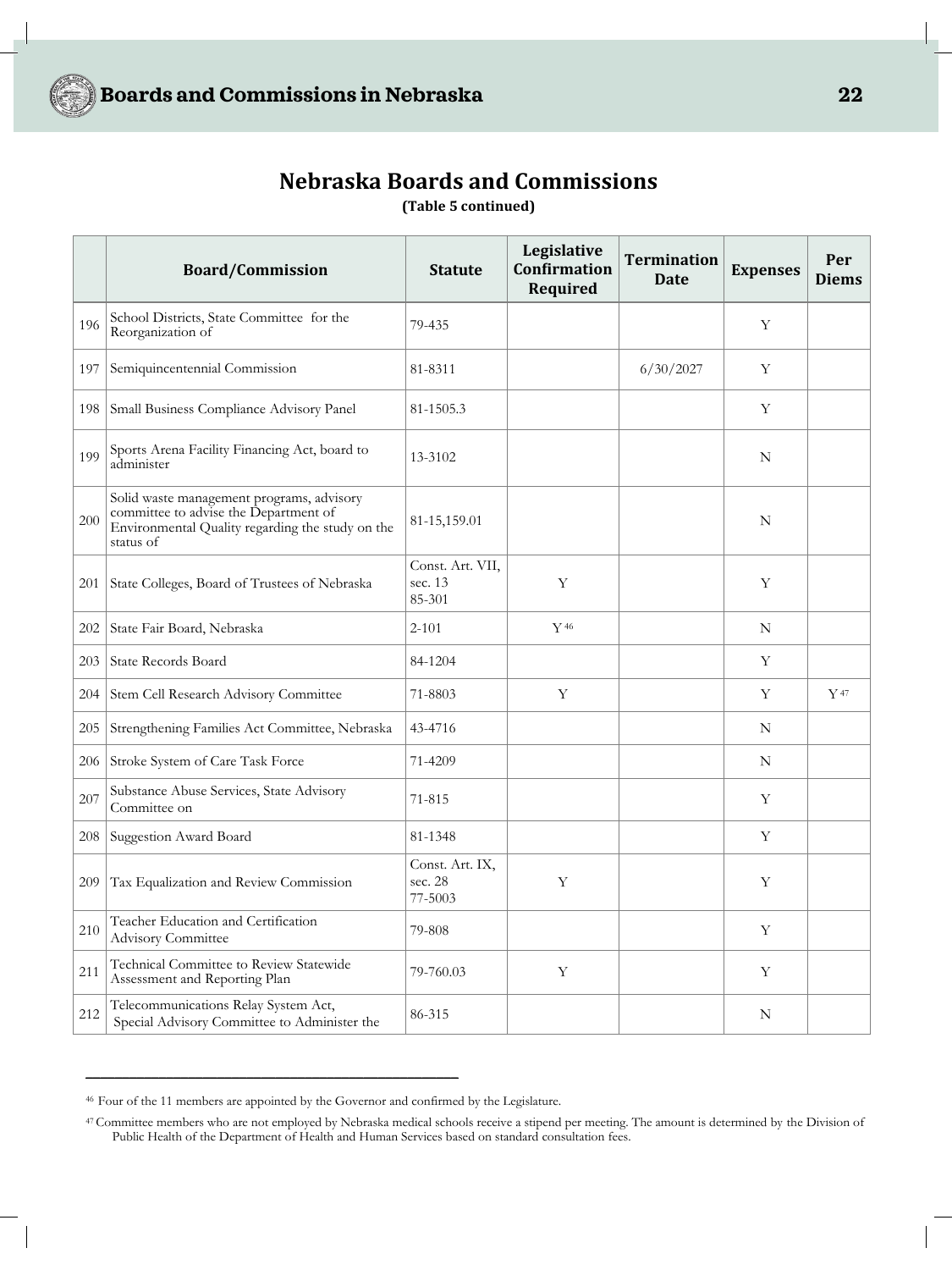## Nebraska Boards and Commissions

**(Table 5 continued)**

| | Board/Commission | Statute | Legislative Confirmation Required | Termination Date | Expenses | Per Diems |
|---|---|---|---|---|---|---|
| 196 | School Districts, State Committee for the Reorganization of | 79-435 | | | Y | |
| 197 | Semiquincentennial Commission | 81-8311 | | 6/30/2027 | Y | |
| 198 | Small Business Compliance Advisory Panel | 81-1505.3 | | | Y | |
| 199 | Sports Arena Facility Financing Act, board to administer | 13-3102 | | | N | |
| 200 | Solid waste management programs, advisory committee to advise the Department of Environmental Quality regarding the study on the status of | 81-15,159.01 | | | N | |
| 201 | State Colleges, Board of Trustees of Nebraska | Const. Art. VII, sec. 13 85-301 | Y | | Y | |
| 202 | State Fair Board, Nebraska | 2-101 | Y [46] | | N | |
| 203 | State Records Board | 84-1204 | | | Y | |
| 204 | Stem Cell Research Advisory Committee | 71-8803 | Y | | Y | Y [47] |
| 205 | Strengthening Families Act Committee, Nebraska | 43-4716 | | | N | |
| 206 | Stroke System of Care Task Force | 71-4209 | | | N | |
| 207 | Substance Abuse Services, State Advisory Committee on | 71-815 | | | Y | |
| 208 | Suggestion Award Board | 81-1348 | | | Y | |
| 209 | Tax Equalization and Review Commission | Const. Art. IX, sec. 28 77-5003 | Y | | Y | |
| 210 | Teacher Education and Certification Advisory Committee | 79-808 | | | Y | |
| 211 | Technical Committee to Review Statewide Assessment and Reporting Plan | 79-760.03 | Y | | Y | |
| 212 | Telecommunications Relay System Act, Special Advisory Committee to Administer the | 86-315 | | | N | |

---

[46] Four of the 11 members are appointed by the Governor and confirmed by the Legislature.

[47] Committee members who are not employed by Nebraska medical schools receive a stipend per meeting. The amount is determined by the Division of Public Health of the Department of Health and Human Services based on standard consultation fees.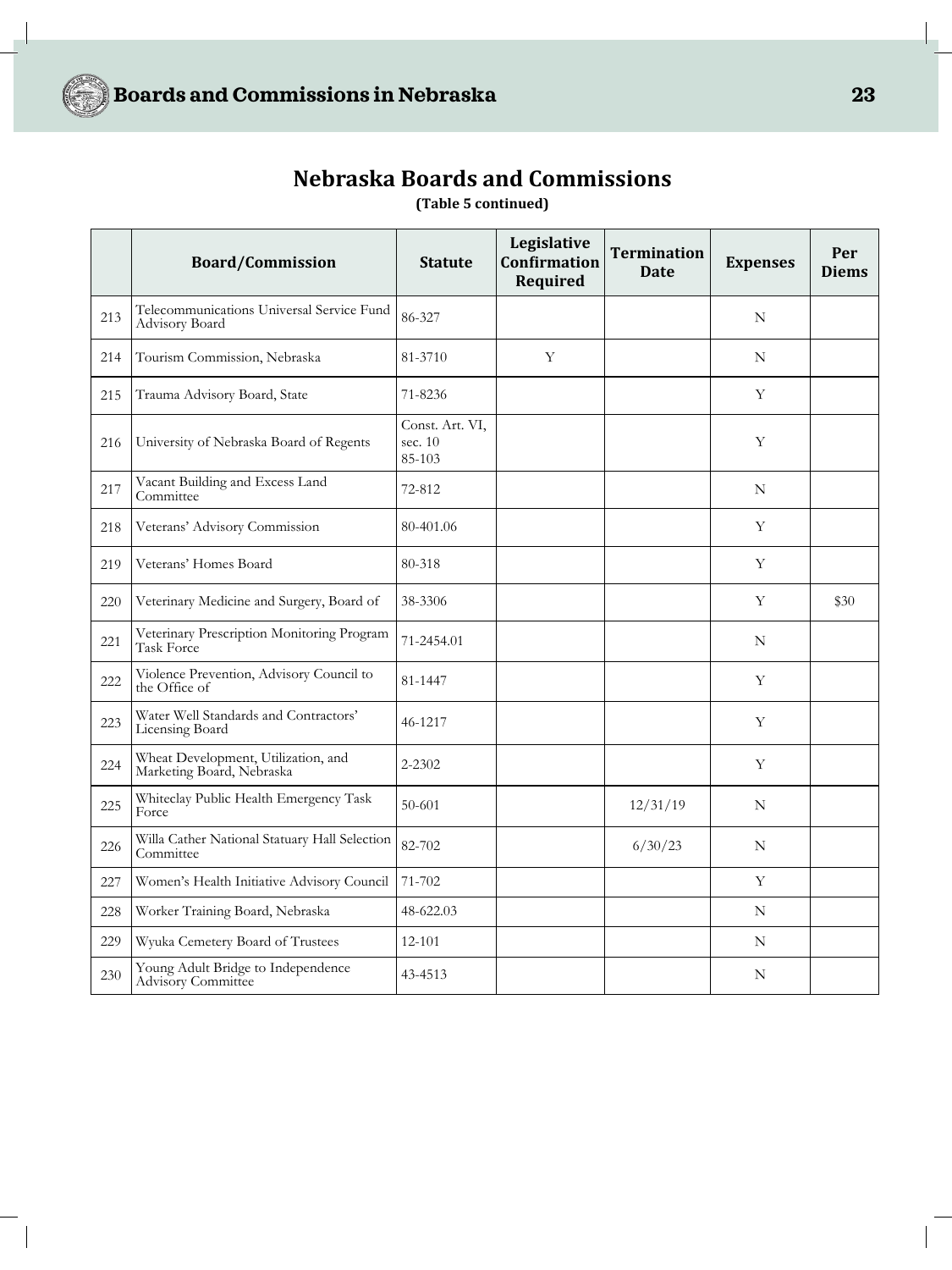## Nebraska Boards and Commissions

**(Table 5 continued)**

| | Board/Commission | Statute | Legislative Confirmation Required | Termination Date | Expenses | Per Diems |
|---|---|---|---|---|---|---|
| 213 | Telecommunications Universal Service Fund Advisory Board | 86-327 | | | N | |
| 214 | Tourism Commission, Nebraska | 81-3710 | Y | | N | |
| 215 | Trauma Advisory Board, State | 71-8236 | | | Y | |
| 216 | University of Nebraska Board of Regents | Const. Art. VI, sec. 10 85-103 | | | Y | |
| 217 | Vacant Building and Excess Land Committee | 72-812 | | | N | |
| 218 | Veterans' Advisory Commission | 80-401.06 | | | Y | |
| 219 | Veterans' Homes Board | 80-318 | | | Y | |
| 220 | Veterinary Medicine and Surgery, Board of | 38-3306 | | | Y | $30 |
| 221 | Veterinary Prescription Monitoring Program Task Force | 71-2454.01 | | | N | |
| 222 | Violence Prevention, Advisory Council to the Office of | 81-1447 | | | Y | |
| 223 | Water Well Standards and Contractors' Licensing Board | 46-1217 | | | Y | |
| 224 | Wheat Development, Utilization, and Marketing Board, Nebraska | 2-2302 | | | Y | |
| 225 | Whiteclay Public Health Emergency Task Force | 50-601 | | 12/31/19 | N | |
| 226 | Willa Cather National Statuary Hall Selection Committee | 82-702 | | 6/30/23 | N | |
| 227 | Women's Health Initiative Advisory Council | 71-702 | | | Y | |
| 228 | Worker Training Board, Nebraska | 48-622.03 | | | N | |
| 229 | Wyuka Cemetery Board of Trustees | 12-101 | | | N | |
| 230 | Young Adult Bridge to Independence Advisory Committee | 43-4513 | | | N | |